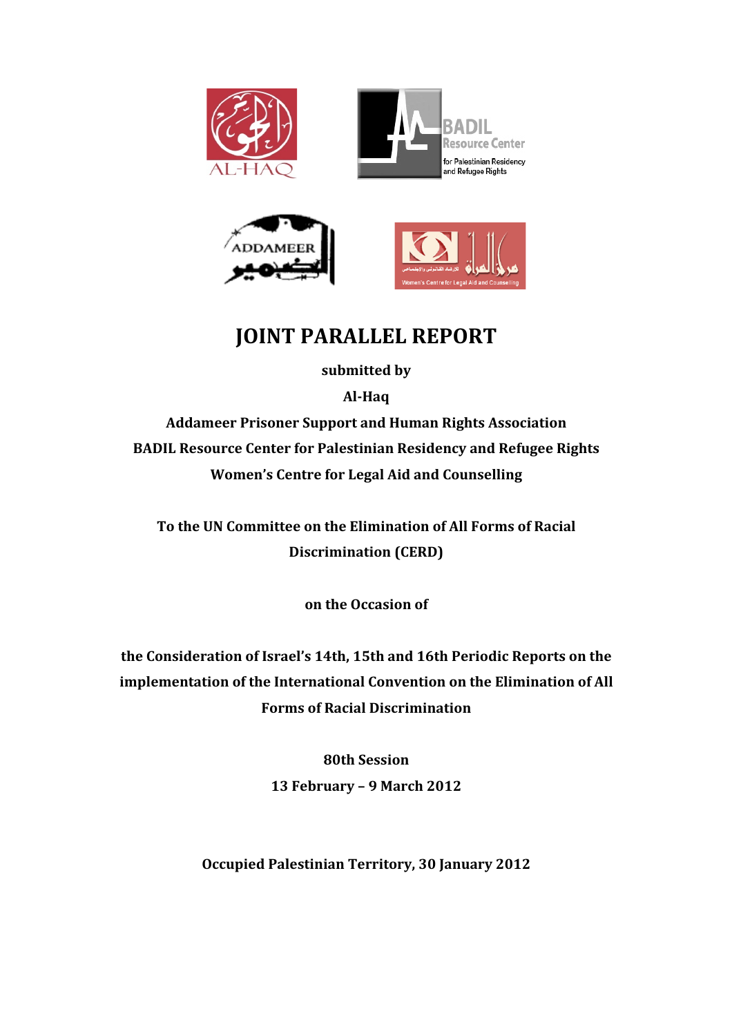# JOINT PARALLEL REPORT

**submitted by**

**Al-Haq**

**Addameer Prisoner Support and Human Rights Association**

**BADIL Resource Center for Palestinian Residency and Refugee Rights**

**Women's Centre for Legal Aid and Counselling**

**To the UN Committee on the Elimination of All Forms of Racial Discrimination (CERD)**

**on the Occasion of**

**the Consideration of Israel's 14th, 15th and 16th Periodic Reports on the implementation of the International Convention on the Elimination of All Forms of Racial Discrimination**

**80th Session**

**13 February – 9 March 2012**

**Occupied Palestinian Territory, 30 January 2012**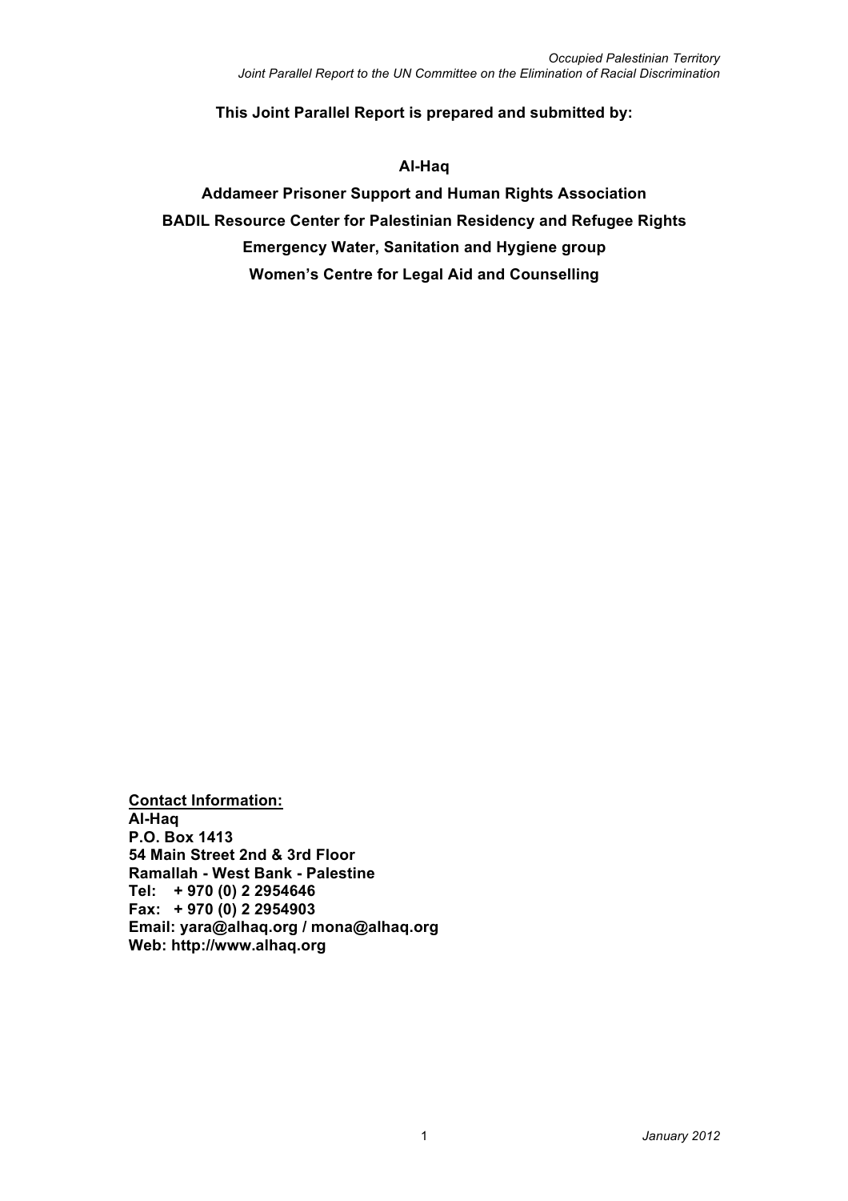**This Joint Parallel Report is prepared and submitted by:**

**Al-Haq**

**Addameer Prisoner Support and Human Rights Association**

**BADIL Resource Center for Palestinian Residency and Refugee Rights**

**Emergency Water, Sanitation and Hygiene group**

**Women's Centre for Legal Aid and Counselling**

**Contact Information:**
**Al-Haq**
**P.O. Box 1413**
**54 Main Street 2nd & 3rd Floor**
**Ramallah - West Bank - Palestine**
**Tel: + 970 (0) 2 2954646**
**Fax: + 970 (0) 2 2954903**
**Email: yara@alhaq.org / mona@alhaq.org**
**Web: http://www.alhaq.org**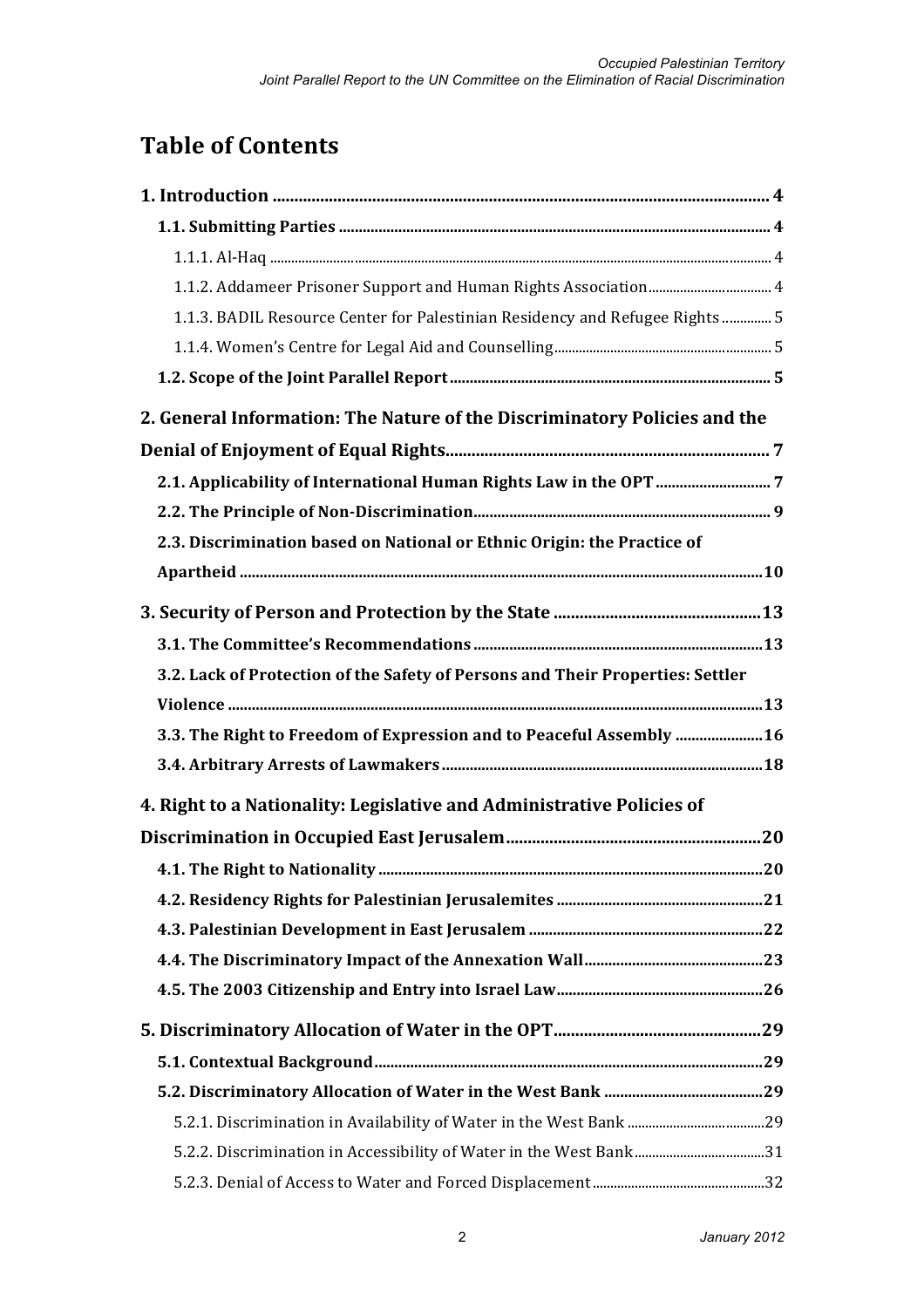# Table of Contents

**1. Introduction** .......... **4**

**1.1. Submitting Parties** .......... **4**

1.1.1. Al-Haq .......... 4

1.1.2. Addameer Prisoner Support and Human Rights Association .......... 4

1.1.3. BADIL Resource Center for Palestinian Residency and Refugee Rights .......... 5

1.1.4. Women's Centre for Legal Aid and Counselling .......... 5

**1.2. Scope of the Joint Parallel Report** .......... **5**

**2. General Information: The Nature of the Discriminatory Policies and the Denial of Enjoyment of Equal Rights** .......... **7**

**2.1. Applicability of International Human Rights Law in the OPT** .......... **7**

**2.2. The Principle of Non-Discrimination** .......... **9**

**2.3. Discrimination based on National or Ethnic Origin: the Practice of Apartheid** .......... **10**

**3. Security of Person and Protection by the State** .......... **13**

**3.1. The Committee's Recommendations** .......... **13**

**3.2. Lack of Protection of the Safety of Persons and Their Properties: Settler Violence** .......... **13**

**3.3. The Right to Freedom of Expression and to Peaceful Assembly** .......... **16**

**3.4. Arbitrary Arrests of Lawmakers** .......... **18**

**4. Right to a Nationality: Legislative and Administrative Policies of Discrimination in Occupied East Jerusalem** .......... **20**

**4.1. The Right to Nationality** .......... **20**

**4.2. Residency Rights for Palestinian Jerusalemites** .......... **21**

**4.3. Palestinian Development in East Jerusalem** .......... **22**

**4.4. The Discriminatory Impact of the Annexation Wall** .......... **23**

**4.5. The 2003 Citizenship and Entry into Israel Law** .......... **26**

**5. Discriminatory Allocation of Water in the OPT** .......... **29**

**5.1. Contextual Background** .......... **29**

**5.2. Discriminatory Allocation of Water in the West Bank** .......... **29**

5.2.1. Discrimination in Availability of Water in the West Bank .......... 29

5.2.2. Discrimination in Accessibility of Water in the West Bank .......... 31

5.2.3. Denial of Access to Water and Forced Displacement .......... 32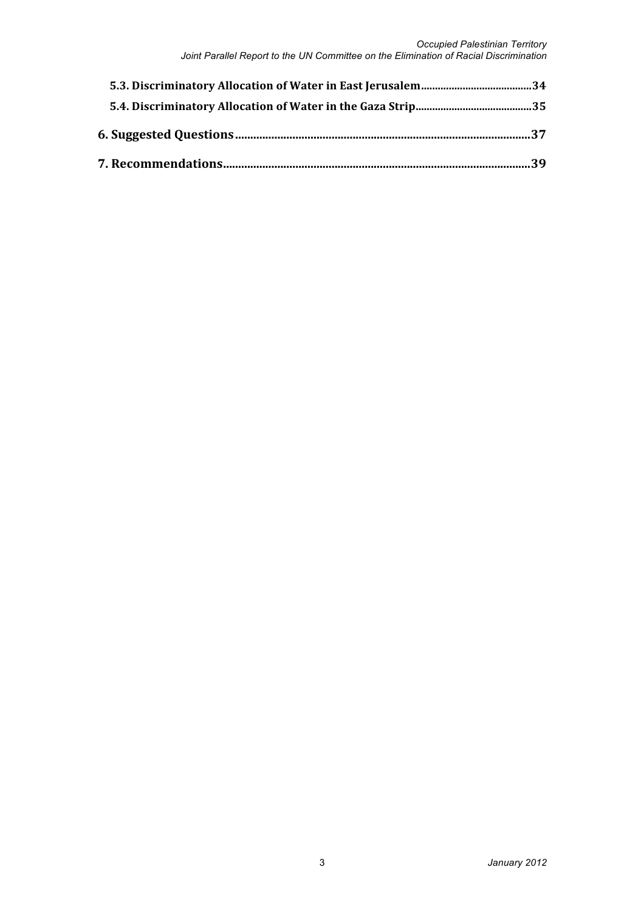5.3. Discriminatory Allocation of Water in East Jerusalem........................................34

5.4. Discriminatory Allocation of Water in the Gaza Strip..........................................35

**6. Suggested Questions.................................................................................................37**

**7. Recommendations.....................................................................................................39**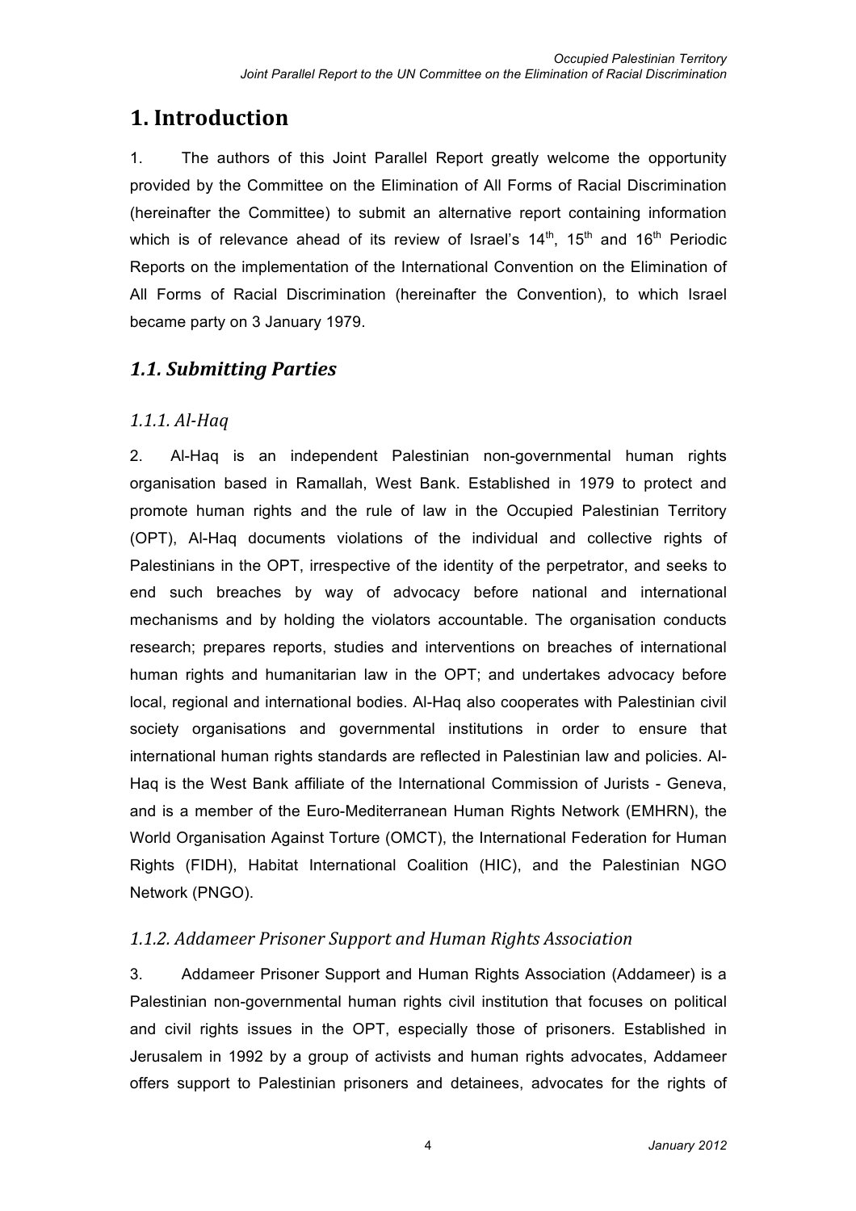# 1. Introduction

1. The authors of this Joint Parallel Report greatly welcome the opportunity provided by the Committee on the Elimination of All Forms of Racial Discrimination (hereinafter the Committee) to submit an alternative report containing information which is of relevance ahead of its review of Israel's 14th, 15th and 16th Periodic Reports on the implementation of the International Convention on the Elimination of All Forms of Racial Discrimination (hereinafter the Convention), to which Israel became party on 3 January 1979.

## *1.1. Submitting Parties*

### *1.1.1. Al-Haq*

2. Al-Haq is an independent Palestinian non-governmental human rights organisation based in Ramallah, West Bank. Established in 1979 to protect and promote human rights and the rule of law in the Occupied Palestinian Territory (OPT), Al-Haq documents violations of the individual and collective rights of Palestinians in the OPT, irrespective of the identity of the perpetrator, and seeks to end such breaches by way of advocacy before national and international mechanisms and by holding the violators accountable. The organisation conducts research; prepares reports, studies and interventions on breaches of international human rights and humanitarian law in the OPT; and undertakes advocacy before local, regional and international bodies. Al-Haq also cooperates with Palestinian civil society organisations and governmental institutions in order to ensure that international human rights standards are reflected in Palestinian law and policies. Al-Haq is the West Bank affiliate of the International Commission of Jurists - Geneva, and is a member of the Euro-Mediterranean Human Rights Network (EMHRN), the World Organisation Against Torture (OMCT), the International Federation for Human Rights (FIDH), Habitat International Coalition (HIC), and the Palestinian NGO Network (PNGO).

### *1.1.2. Addameer Prisoner Support and Human Rights Association*

3. Addameer Prisoner Support and Human Rights Association (Addameer) is a Palestinian non-governmental human rights civil institution that focuses on political and civil rights issues in the OPT, especially those of prisoners. Established in Jerusalem in 1992 by a group of activists and human rights advocates, Addameer offers support to Palestinian prisoners and detainees, advocates for the rights of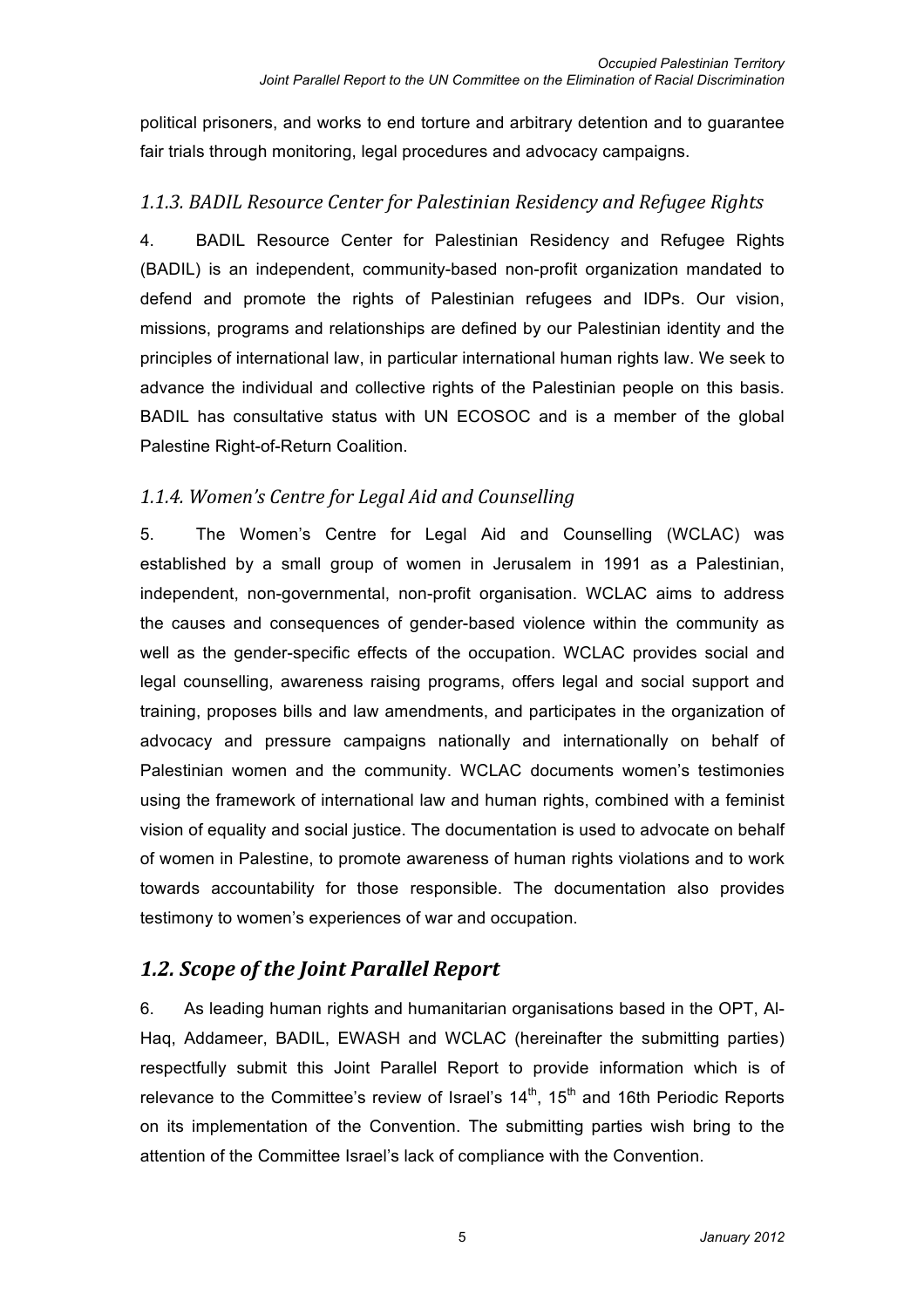political prisoners, and works to end torture and arbitrary detention and to guarantee fair trials through monitoring, legal procedures and advocacy campaigns.

### *1.1.3. BADIL Resource Center for Palestinian Residency and Refugee Rights*

4. BADIL Resource Center for Palestinian Residency and Refugee Rights (BADIL) is an independent, community-based non-profit organization mandated to defend and promote the rights of Palestinian refugees and IDPs. Our vision, missions, programs and relationships are defined by our Palestinian identity and the principles of international law, in particular international human rights law. We seek to advance the individual and collective rights of the Palestinian people on this basis. BADIL has consultative status with UN ECOSOC and is a member of the global Palestine Right-of-Return Coalition.

### *1.1.4. Women's Centre for Legal Aid and Counselling*

5. The Women's Centre for Legal Aid and Counselling (WCLAC) was established by a small group of women in Jerusalem in 1991 as a Palestinian, independent, non-governmental, non-profit organisation. WCLAC aims to address the causes and consequences of gender-based violence within the community as well as the gender-specific effects of the occupation. WCLAC provides social and legal counselling, awareness raising programs, offers legal and social support and training, proposes bills and law amendments, and participates in the organization of advocacy and pressure campaigns nationally and internationally on behalf of Palestinian women and the community. WCLAC documents women's testimonies using the framework of international law and human rights, combined with a feminist vision of equality and social justice. The documentation is used to advocate on behalf of women in Palestine, to promote awareness of human rights violations and to work towards accountability for those responsible. The documentation also provides testimony to women's experiences of war and occupation.

## *1.2. Scope of the Joint Parallel Report*

6. As leading human rights and humanitarian organisations based in the OPT, Al-Haq, Addameer, BADIL, EWASH and WCLAC (hereinafter the submitting parties) respectfully submit this Joint Parallel Report to provide information which is of relevance to the Committee's review of Israel's 14th, 15th and 16th Periodic Reports on its implementation of the Convention. The submitting parties wish bring to the attention of the Committee Israel's lack of compliance with the Convention.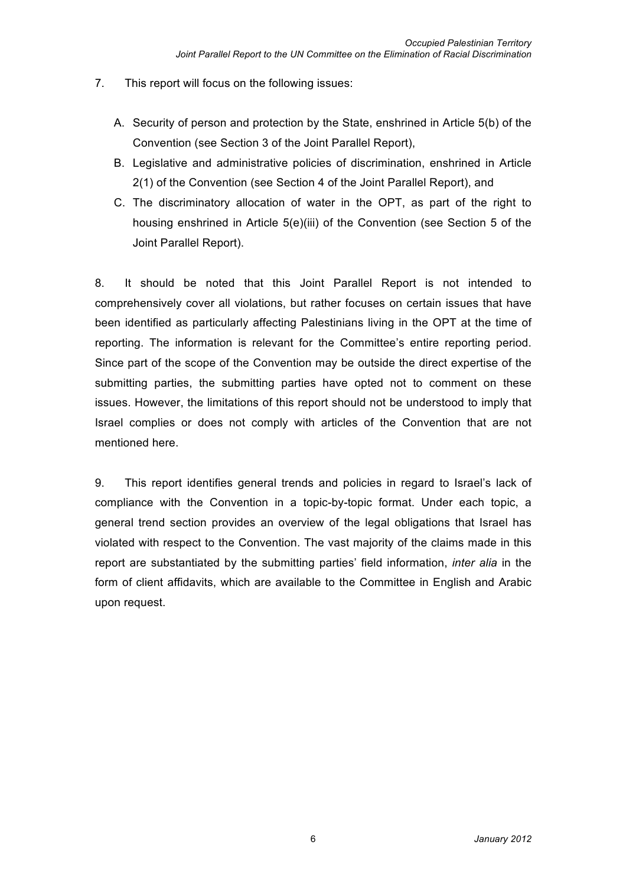7. This report will focus on the following issues:

   A. Security of person and protection by the State, enshrined in Article 5(b) of the Convention (see Section 3 of the Joint Parallel Report),
   B. Legislative and administrative policies of discrimination, enshrined in Article 2(1) of the Convention (see Section 4 of the Joint Parallel Report), and
   C. The discriminatory allocation of water in the OPT, as part of the right to housing enshrined in Article 5(e)(iii) of the Convention (see Section 5 of the Joint Parallel Report).

8. It should be noted that this Joint Parallel Report is not intended to comprehensively cover all violations, but rather focuses on certain issues that have been identified as particularly affecting Palestinians living in the OPT at the time of reporting. The information is relevant for the Committee's entire reporting period. Since part of the scope of the Convention may be outside the direct expertise of the submitting parties, the submitting parties have opted not to comment on these issues. However, the limitations of this report should not be understood to imply that Israel complies or does not comply with articles of the Convention that are not mentioned here.

9. This report identifies general trends and policies in regard to Israel's lack of compliance with the Convention in a topic-by-topic format. Under each topic, a general trend section provides an overview of the legal obligations that Israel has violated with respect to the Convention. The vast majority of the claims made in this report are substantiated by the submitting parties' field information, *inter alia* in the form of client affidavits, which are available to the Committee in English and Arabic upon request.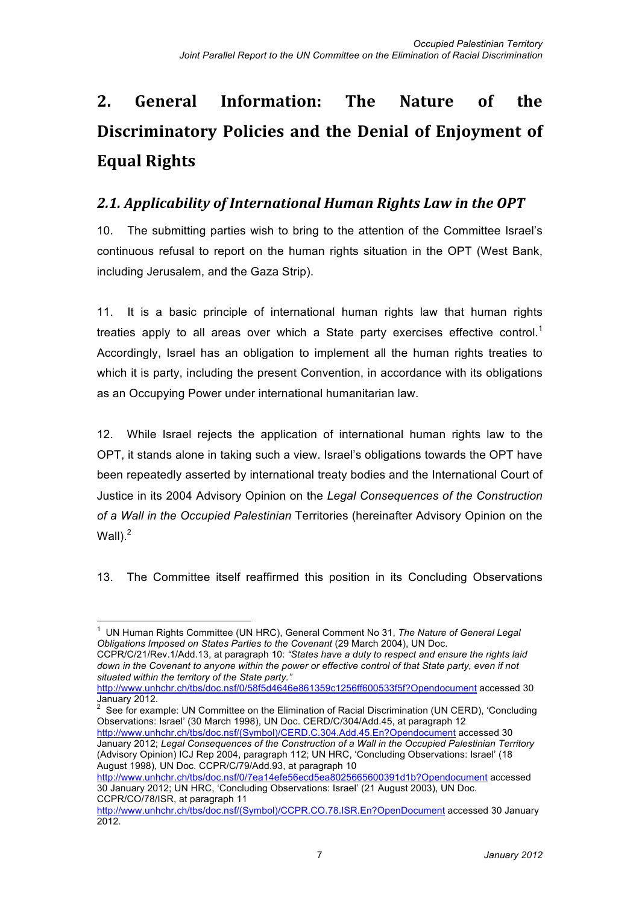## 2. General Information: The Nature of the Discriminatory Policies and the Denial of Enjoyment of Equal Rights

### *2.1. Applicability of International Human Rights Law in the OPT*

10. The submitting parties wish to bring to the attention of the Committee Israel's continuous refusal to report on the human rights situation in the OPT (West Bank, including Jerusalem, and the Gaza Strip).

11. It is a basic principle of international human rights law that human rights treaties apply to all areas over which a State party exercises effective control.[1] Accordingly, Israel has an obligation to implement all the human rights treaties to which it is party, including the present Convention, in accordance with its obligations as an Occupying Power under international humanitarian law.

12. While Israel rejects the application of international human rights law to the OPT, it stands alone in taking such a view. Israel's obligations towards the OPT have been repeatedly asserted by international treaty bodies and the International Court of Justice in its 2004 Advisory Opinion on the *Legal Consequences of the Construction of a Wall in the Occupied Palestinian* Territories (hereinafter Advisory Opinion on the Wall).[2]

13. The Committee itself reaffirmed this position in its Concluding Observations

---

[1] UN Human Rights Committee (UN HRC), General Comment No 31, *The Nature of General Legal Obligations Imposed on States Parties to the Covenant* (29 March 2004), UN Doc. CCPR/C/21/Rev.1/Add.13, at paragraph 10: *"States have a duty to respect and ensure the rights laid down in the Covenant to anyone within the power or effective control of that State party, even if not situated within the territory of the State party."* http://www.unhchr.ch/tbs/doc.nsf/0/58f5d4646e861359c1256ff600533f5f?Opendocument accessed 30 January 2012.

[2] See for example: UN Committee on the Elimination of Racial Discrimination (UN CERD), 'Concluding Observations: Israel' (30 March 1998), UN Doc. CERD/C/304/Add.45, at paragraph 12 http://www.unhchr.ch/tbs/doc.nsf/(Symbol)/CERD.C.304.Add.45.En?Opendocument accessed 30 January 2012; *Legal Consequences of the Construction of a Wall in the Occupied Palestinian Territory* (Advisory Opinion) ICJ Rep 2004, paragraph 112; UN HRC, 'Concluding Observations: Israel' (18 August 1998), UN Doc. CCPR/C/79/Add.93, at paragraph 10 http://www.unhchr.ch/tbs/doc.nsf/0/7ea14efe56ecd5ea8025665600391d1b?Opendocument accessed 30 January 2012; UN HRC, 'Concluding Observations: Israel' (21 August 2003), UN Doc. CCPR/CO/78/ISR, at paragraph 11 http://www.unhchr.ch/tbs/doc.nsf/(Symbol)/CCPR.CO.78.ISR.En?OpenDocument accessed 30 January 2012.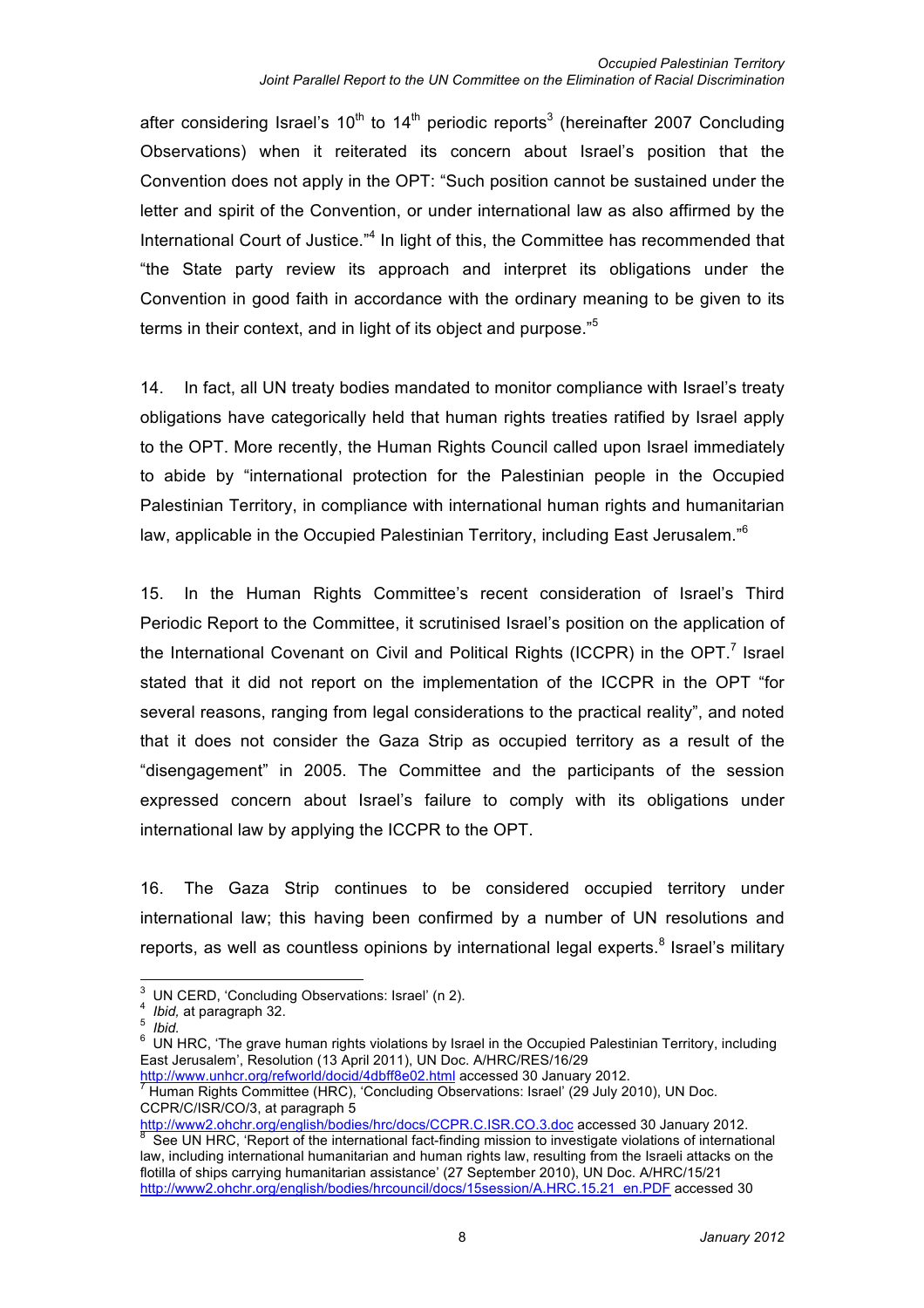after considering Israel's 10th to 14th periodic reports[3] (hereinafter 2007 Concluding Observations) when it reiterated its concern about Israel's position that the Convention does not apply in the OPT: "Such position cannot be sustained under the letter and spirit of the Convention, or under international law as also affirmed by the International Court of Justice."[4] In light of this, the Committee has recommended that "the State party review its approach and interpret its obligations under the Convention in good faith in accordance with the ordinary meaning to be given to its terms in their context, and in light of its object and purpose."[5]

14. In fact, all UN treaty bodies mandated to monitor compliance with Israel's treaty obligations have categorically held that human rights treaties ratified by Israel apply to the OPT. More recently, the Human Rights Council called upon Israel immediately to abide by "international protection for the Palestinian people in the Occupied Palestinian Territory, in compliance with international human rights and humanitarian law, applicable in the Occupied Palestinian Territory, including East Jerusalem."[6]

15. In the Human Rights Committee's recent consideration of Israel's Third Periodic Report to the Committee, it scrutinised Israel's position on the application of the International Covenant on Civil and Political Rights (ICCPR) in the OPT.[7] Israel stated that it did not report on the implementation of the ICCPR in the OPT "for several reasons, ranging from legal considerations to the practical reality", and noted that it does not consider the Gaza Strip as occupied territory as a result of the "disengagement" in 2005. The Committee and the participants of the session expressed concern about Israel's failure to comply with its obligations under international law by applying the ICCPR to the OPT.

16. The Gaza Strip continues to be considered occupied territory under international law; this having been confirmed by a number of UN resolutions and reports, as well as countless opinions by international legal experts.[8] Israel's military

---

[3] UN CERD, 'Concluding Observations: Israel' (n 2).

[4] *Ibid,* at paragraph 32.

[5] *Ibid.*

[6] UN HRC, 'The grave human rights violations by Israel in the Occupied Palestinian Territory, including East Jerusalem', Resolution (13 April 2011), UN Doc. A/HRC/RES/16/29 http://www.unhcr.org/refworld/docid/4dbff8e02.html accessed 30 January 2012.

[7] Human Rights Committee (HRC), 'Concluding Observations: Israel' (29 July 2010), UN Doc. CCPR/C/ISR/CO/3, at paragraph 5 http://www2.ohchr.org/english/bodies/hrc/docs/CCPR.C.ISR.CO.3.doc accessed 30 January 2012.

[8] See UN HRC, 'Report of the international fact-finding mission to investigate violations of international law, including international humanitarian and human rights law, resulting from the Israeli attacks on the flotilla of ships carrying humanitarian assistance' (27 September 2010), UN Doc. A/HRC/15/21 http://www2.ohchr.org/english/bodies/hrcouncil/docs/15session/A.HRC.15.21_en.PDF accessed 30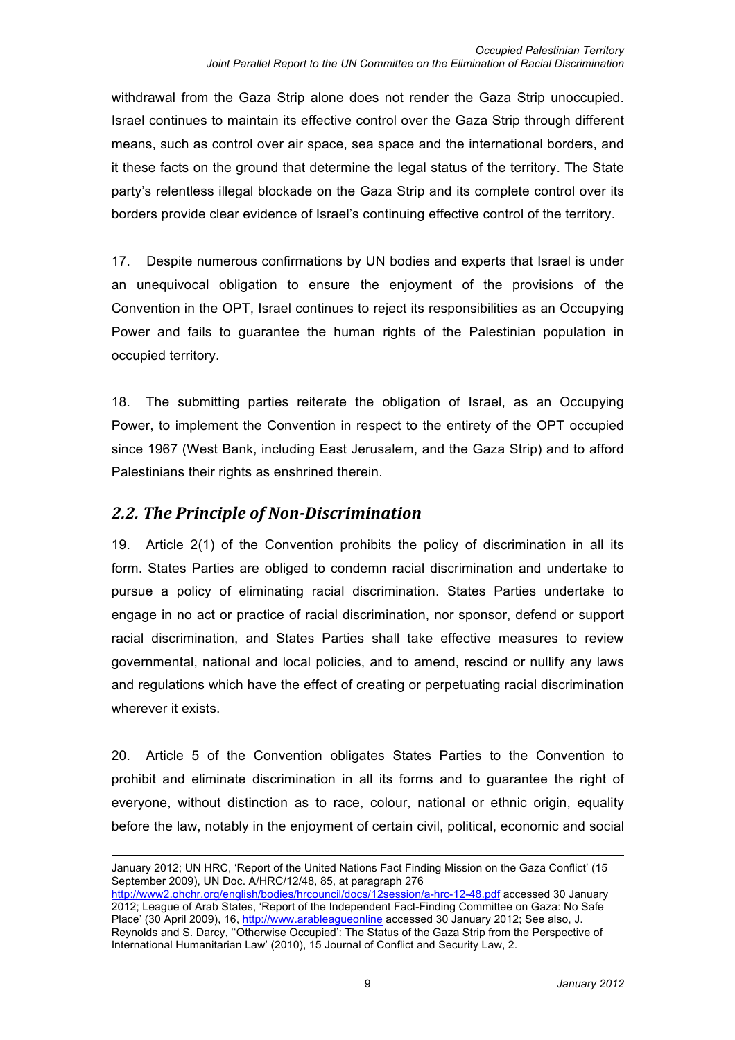withdrawal from the Gaza Strip alone does not render the Gaza Strip unoccupied. Israel continues to maintain its effective control over the Gaza Strip through different means, such as control over air space, sea space and the international borders, and it these facts on the ground that determine the legal status of the territory. The State party's relentless illegal blockade on the Gaza Strip and its complete control over its borders provide clear evidence of Israel's continuing effective control of the territory.

17. Despite numerous confirmations by UN bodies and experts that Israel is under an unequivocal obligation to ensure the enjoyment of the provisions of the Convention in the OPT, Israel continues to reject its responsibilities as an Occupying Power and fails to guarantee the human rights of the Palestinian population in occupied territory.

18. The submitting parties reiterate the obligation of Israel, as an Occupying Power, to implement the Convention in respect to the entirety of the OPT occupied since 1967 (West Bank, including East Jerusalem, and the Gaza Strip) and to afford Palestinians their rights as enshrined therein.

## *2.2. The Principle of Non-Discrimination*

19. Article 2(1) of the Convention prohibits the policy of discrimination in all its form. States Parties are obliged to condemn racial discrimination and undertake to pursue a policy of eliminating racial discrimination. States Parties undertake to engage in no act or practice of racial discrimination, nor sponsor, defend or support racial discrimination, and States Parties shall take effective measures to review governmental, national and local policies, and to amend, rescind or nullify any laws and regulations which have the effect of creating or perpetuating racial discrimination wherever it exists.

20. Article 5 of the Convention obligates States Parties to the Convention to prohibit and eliminate discrimination in all its forms and to guarantee the right of everyone, without distinction as to race, colour, national or ethnic origin, equality before the law, notably in the enjoyment of certain civil, political, economic and social

---

January 2012; UN HRC, 'Report of the United Nations Fact Finding Mission on the Gaza Conflict' (15 September 2009), UN Doc. A/HRC/12/48, 85, at paragraph 276 http://www2.ohchr.org/english/bodies/hrcouncil/docs/12session/a-hrc-12-48.pdf accessed 30 January 2012; League of Arab States, 'Report of the Independent Fact-Finding Committee on Gaza: No Safe Place' (30 April 2009), 16, http://www.arableagueonline accessed 30 January 2012; See also, J. Reynolds and S. Darcy, ''Otherwise Occupied': The Status of the Gaza Strip from the Perspective of International Humanitarian Law' (2010), 15 Journal of Conflict and Security Law, 2.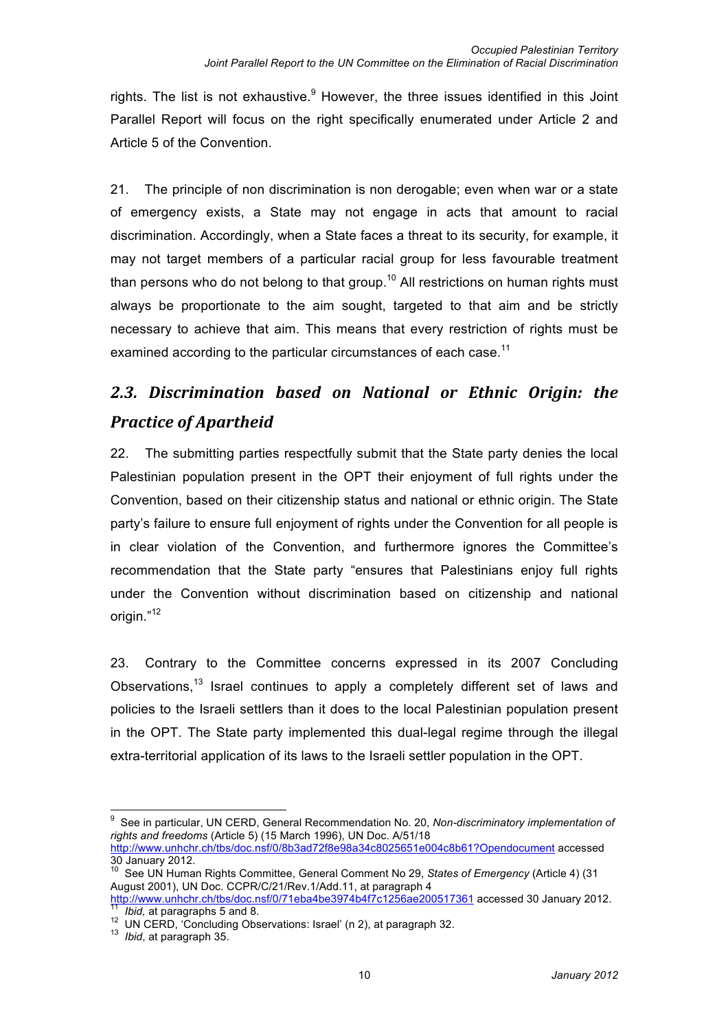rights. The list is not exhaustive.[9] However, the three issues identified in this Joint Parallel Report will focus on the right specifically enumerated under Article 2 and Article 5 of the Convention.

21. The principle of non discrimination is non derogable; even when war or a state of emergency exists, a State may not engage in acts that amount to racial discrimination. Accordingly, when a State faces a threat to its security, for example, it may not target members of a particular racial group for less favourable treatment than persons who do not belong to that group.[10] All restrictions on human rights must always be proportionate to the aim sought, targeted to that aim and be strictly necessary to achieve that aim. This means that every restriction of rights must be examined according to the particular circumstances of each case.[11]

## *2.3. Discrimination based on National or Ethnic Origin: the Practice of Apartheid*

22. The submitting parties respectfully submit that the State party denies the local Palestinian population present in the OPT their enjoyment of full rights under the Convention, based on their citizenship status and national or ethnic origin. The State party's failure to ensure full enjoyment of rights under the Convention for all people is in clear violation of the Convention, and furthermore ignores the Committee's recommendation that the State party "ensures that Palestinians enjoy full rights under the Convention without discrimination based on citizenship and national origin."[12]

23. Contrary to the Committee concerns expressed in its 2007 Concluding Observations,[13] Israel continues to apply a completely different set of laws and policies to the Israeli settlers than it does to the local Palestinian population present in the OPT. The State party implemented this dual-legal regime through the illegal extra-territorial application of its laws to the Israeli settler population in the OPT.

---

[9] See in particular, UN CERD, General Recommendation No. 20, *Non-discriminatory implementation of rights and freedoms* (Article 5) (15 March 1996), UN Doc. A/51/18 http://www.unhchr.ch/tbs/doc.nsf/0/8b3ad72f8e98a34c8025651e004c8b61?Opendocument accessed 30 January 2012.

[10] See UN Human Rights Committee, General Comment No 29, *States of Emergency* (Article 4) (31 August 2001), UN Doc. CCPR/C/21/Rev.1/Add.11, at paragraph 4 http://www.unhchr.ch/tbs/doc.nsf/0/71eba4be3974b4f7c1256ae200517361 accessed 30 January 2012.

[11] *Ibid,* at paragraphs 5 and 8.

[12] UN CERD, 'Concluding Observations: Israel' (n 2), at paragraph 32.

[13] *Ibid*, at paragraph 35.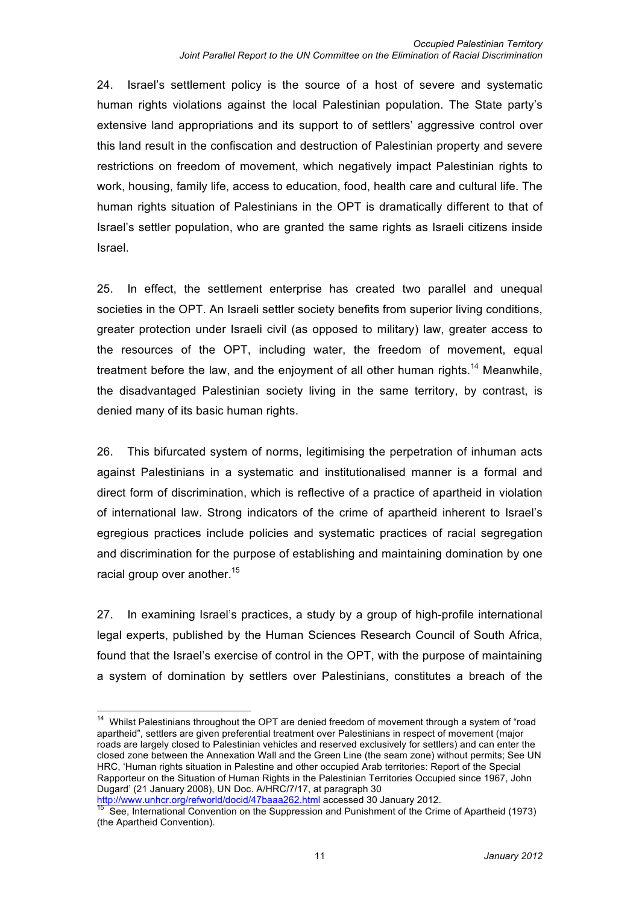24. Israel's settlement policy is the source of a host of severe and systematic human rights violations against the local Palestinian population. The State party's extensive land appropriations and its support to of settlers' aggressive control over this land result in the confiscation and destruction of Palestinian property and severe restrictions on freedom of movement, which negatively impact Palestinian rights to work, housing, family life, access to education, food, health care and cultural life. The human rights situation of Palestinians in the OPT is dramatically different to that of Israel's settler population, who are granted the same rights as Israeli citizens inside Israel.

25. In effect, the settlement enterprise has created two parallel and unequal societies in the OPT. An Israeli settler society benefits from superior living conditions, greater protection under Israeli civil (as opposed to military) law, greater access to the resources of the OPT, including water, the freedom of movement, equal treatment before the law, and the enjoyment of all other human rights.[14] Meanwhile, the disadvantaged Palestinian society living in the same territory, by contrast, is denied many of its basic human rights.

26. This bifurcated system of norms, legitimising the perpetration of inhuman acts against Palestinians in a systematic and institutionalised manner is a formal and direct form of discrimination, which is reflective of a practice of apartheid in violation of international law. Strong indicators of the crime of apartheid inherent to Israel's egregious practices include policies and systematic practices of racial segregation and discrimination for the purpose of establishing and maintaining domination by one racial group over another.[15]

27. In examining Israel's practices, a study by a group of high-profile international legal experts, published by the Human Sciences Research Council of South Africa, found that the Israel's exercise of control in the OPT, with the purpose of maintaining a system of domination by settlers over Palestinians, constitutes a breach of the

---

[14] Whilst Palestinians throughout the OPT are denied freedom of movement through a system of "road apartheid", settlers are given preferential treatment over Palestinians in respect of movement (major roads are largely closed to Palestinian vehicles and reserved exclusively for settlers) and can enter the closed zone between the Annexation Wall and the Green Line (the seam zone) without permits; See UN HRC, 'Human rights situation in Palestine and other occupied Arab territories: Report of the Special Rapporteur on the Situation of Human Rights in the Palestinian Territories Occupied since 1967, John Dugard' (21 January 2008), UN Doc. A/HRC/7/17, at paragraph 30 http://www.unhcr.org/refworld/docid/47baaa262.html accessed 30 January 2012.

[15] See, International Convention on the Suppression and Punishment of the Crime of Apartheid (1973) (the Apartheid Convention).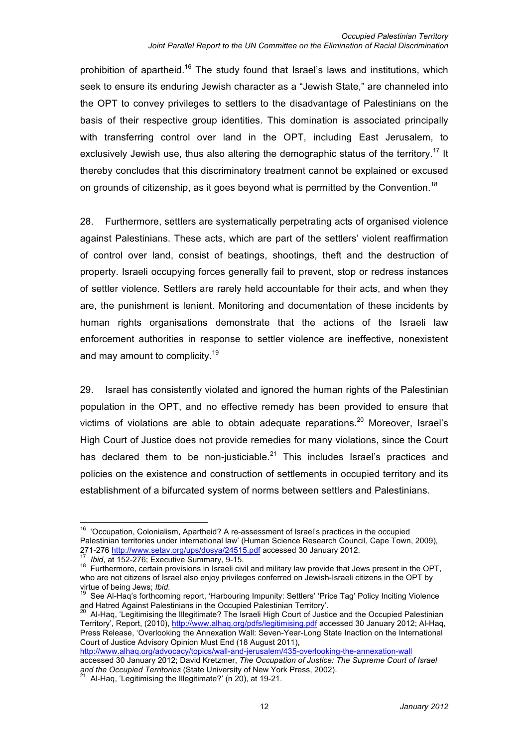prohibition of apartheid.[16] The study found that Israel's laws and institutions, which seek to ensure its enduring Jewish character as a "Jewish State," are channeled into the OPT to convey privileges to settlers to the disadvantage of Palestinians on the basis of their respective group identities. This domination is associated principally with transferring control over land in the OPT, including East Jerusalem, to exclusively Jewish use, thus also altering the demographic status of the territory.[17] It thereby concludes that this discriminatory treatment cannot be explained or excused on grounds of citizenship, as it goes beyond what is permitted by the Convention.[18]

28. Furthermore, settlers are systematically perpetrating acts of organised violence against Palestinians. These acts, which are part of the settlers' violent reaffirmation of control over land, consist of beatings, shootings, theft and the destruction of property. Israeli occupying forces generally fail to prevent, stop or redress instances of settler violence. Settlers are rarely held accountable for their acts, and when they are, the punishment is lenient. Monitoring and documentation of these incidents by human rights organisations demonstrate that the actions of the Israeli law enforcement authorities in response to settler violence are ineffective, nonexistent and may amount to complicity.[19]

29. Israel has consistently violated and ignored the human rights of the Palestinian population in the OPT, and no effective remedy has been provided to ensure that victims of violations are able to obtain adequate reparations.[20] Moreover, Israel's High Court of Justice does not provide remedies for many violations, since the Court has declared them to be non-justiciable.[21] This includes Israel's practices and policies on the existence and construction of settlements in occupied territory and its establishment of a bifurcated system of norms between settlers and Palestinians.

---

[16] 'Occupation, Colonialism, Apartheid? A re-assessment of Israel's practices in the occupied Palestinian territories under international law' (Human Science Research Council, Cape Town, 2009), 271-276 http://www.setav.org/ups/dosya/24515.pdf accessed 30 January 2012.

[17] *Ibid*, at 152-276; Executive Summary, 9-15.

[18] Furthermore, certain provisions in Israeli civil and military law provide that Jews present in the OPT, who are not citizens of Israel also enjoy privileges conferred on Jewish-Israeli citizens in the OPT by virtue of being Jews; *Ibid*.

[19] See Al-Haq's forthcoming report, 'Harbouring Impunity: Settlers' 'Price Tag' Policy Inciting Violence and Hatred Against Palestinians in the Occupied Palestinian Territory'.

[20] Al-Haq, 'Legitimising the Illegitimate? The Israeli High Court of Justice and the Occupied Palestinian Territory', Report, (2010), http://www.alhaq.org/pdfs/legitimising.pdf accessed 30 January 2012; Al-Haq, Press Release, 'Overlooking the Annexation Wall: Seven-Year-Long State Inaction on the International Court of Justice Advisory Opinion Must End (18 August 2011), http://www.alhaq.org/advocacy/topics/wall-and-jerusalem/435-overlooking-the-annexation-wall accessed 30 January 2012; David Kretzmer, *The Occupation of Justice: The Supreme Court of Israel and the Occupied Territories* (State University of New York Press, 2002).

[21] Al-Haq, 'Legitimising the Illegitimate?' (n 20), at 19-21.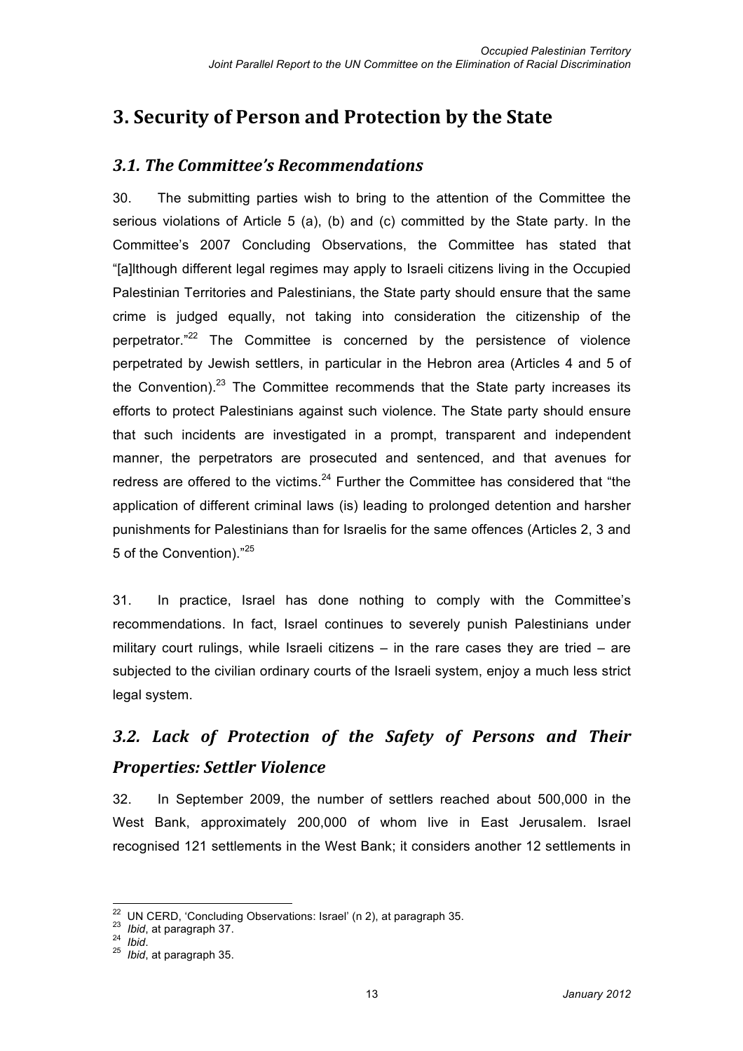# 3. Security of Person and Protection by the State

## *3.1. The Committee's Recommendations*

30. The submitting parties wish to bring to the attention of the Committee the serious violations of Article 5 (a), (b) and (c) committed by the State party. In the Committee's 2007 Concluding Observations, the Committee has stated that "[a]lthough different legal regimes may apply to Israeli citizens living in the Occupied Palestinian Territories and Palestinians, the State party should ensure that the same crime is judged equally, not taking into consideration the citizenship of the perpetrator."[22] The Committee is concerned by the persistence of violence perpetrated by Jewish settlers, in particular in the Hebron area (Articles 4 and 5 of the Convention).[23] The Committee recommends that the State party increases its efforts to protect Palestinians against such violence. The State party should ensure that such incidents are investigated in a prompt, transparent and independent manner, the perpetrators are prosecuted and sentenced, and that avenues for redress are offered to the victims.[24] Further the Committee has considered that "the application of different criminal laws (is) leading to prolonged detention and harsher punishments for Palestinians than for Israelis for the same offences (Articles 2, 3 and 5 of the Convention)."[25]

31. In practice, Israel has done nothing to comply with the Committee's recommendations. In fact, Israel continues to severely punish Palestinians under military court rulings, while Israeli citizens – in the rare cases they are tried – are subjected to the civilian ordinary courts of the Israeli system, enjoy a much less strict legal system.

## *3.2. Lack of Protection of the Safety of Persons and Their Properties: Settler Violence*

32. In September 2009, the number of settlers reached about 500,000 in the West Bank, approximately 200,000 of whom live in East Jerusalem. Israel recognised 121 settlements in the West Bank; it considers another 12 settlements in

---

[22] UN CERD, 'Concluding Observations: Israel' (n 2), at paragraph 35.
[23] *Ibid*, at paragraph 37.
[24] *Ibid*.
[25] *Ibid*, at paragraph 35.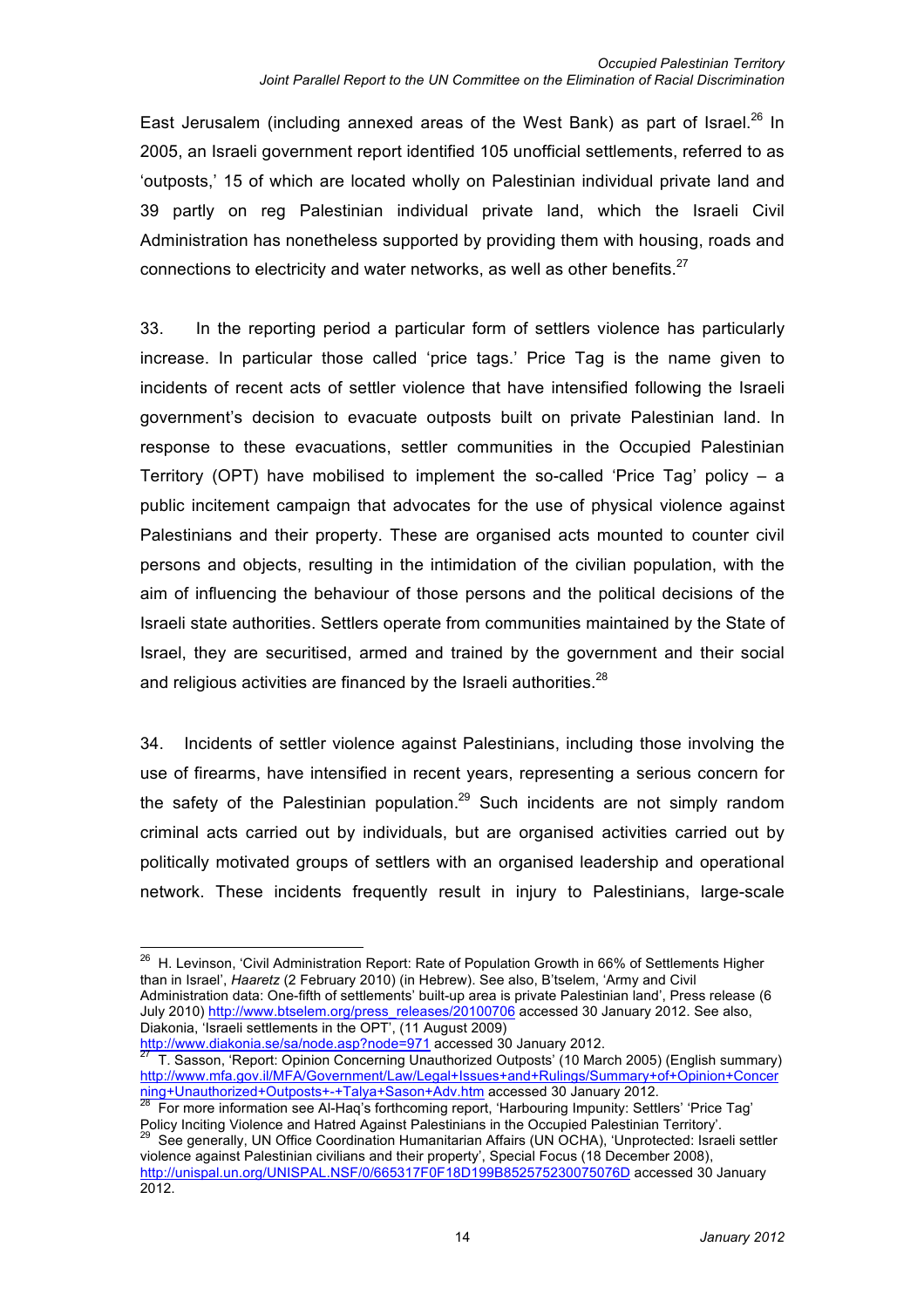East Jerusalem (including annexed areas of the West Bank) as part of Israel.[26] In 2005, an Israeli government report identified 105 unofficial settlements, referred to as 'outposts,' 15 of which are located wholly on Palestinian individual private land and 39 partly on reg Palestinian individual private land, which the Israeli Civil Administration has nonetheless supported by providing them with housing, roads and connections to electricity and water networks, as well as other benefits.[27]

33. In the reporting period a particular form of settlers violence has particularly increase. In particular those called 'price tags.' Price Tag is the name given to incidents of recent acts of settler violence that have intensified following the Israeli government's decision to evacuate outposts built on private Palestinian land. In response to these evacuations, settler communities in the Occupied Palestinian Territory (OPT) have mobilised to implement the so-called 'Price Tag' policy – a public incitement campaign that advocates for the use of physical violence against Palestinians and their property. These are organised acts mounted to counter civil persons and objects, resulting in the intimidation of the civilian population, with the aim of influencing the behaviour of those persons and the political decisions of the Israeli state authorities. Settlers operate from communities maintained by the State of Israel, they are securitised, armed and trained by the government and their social and religious activities are financed by the Israeli authorities.[28]

34. Incidents of settler violence against Palestinians, including those involving the use of firearms, have intensified in recent years, representing a serious concern for the safety of the Palestinian population.[29] Such incidents are not simply random criminal acts carried out by individuals, but are organised activities carried out by politically motivated groups of settlers with an organised leadership and operational network. These incidents frequently result in injury to Palestinians, large-scale

---

[26] H. Levinson, 'Civil Administration Report: Rate of Population Growth in 66% of Settlements Higher than in Israel', *Haaretz* (2 February 2010) (in Hebrew). See also, B'tselem, 'Army and Civil Administration data: One-fifth of settlements' built-up area is private Palestinian land', Press release (6 July 2010) http://www.btselem.org/press_releases/20100706 accessed 30 January 2012. See also, Diakonia, 'Israeli settlements in the OPT', (11 August 2009) http://www.diakonia.se/sa/node.asp?node=971 accessed 30 January 2012.

[27] T. Sasson, 'Report: Opinion Concerning Unauthorized Outposts' (10 March 2005) (English summary) http://www.mfa.gov.il/MFA/Government/Law/Legal+Issues+and+Rulings/Summary+of+Opinion+Concerning+Unauthorized+Outposts+-+Talya+Sason+Adv.htm accessed 30 January 2012.

[28] For more information see Al-Haq's forthcoming report, 'Harbouring Impunity: Settlers' 'Price Tag' Policy Inciting Violence and Hatred Against Palestinians in the Occupied Palestinian Territory'.

[29] See generally, UN Office Coordination Humanitarian Affairs (UN OCHA), 'Unprotected: Israeli settler violence against Palestinian civilians and their property', Special Focus (18 December 2008), http://unispal.un.org/UNISPAL.NSF/0/665317F0F18D199B852575230075076D accessed 30 January 2012.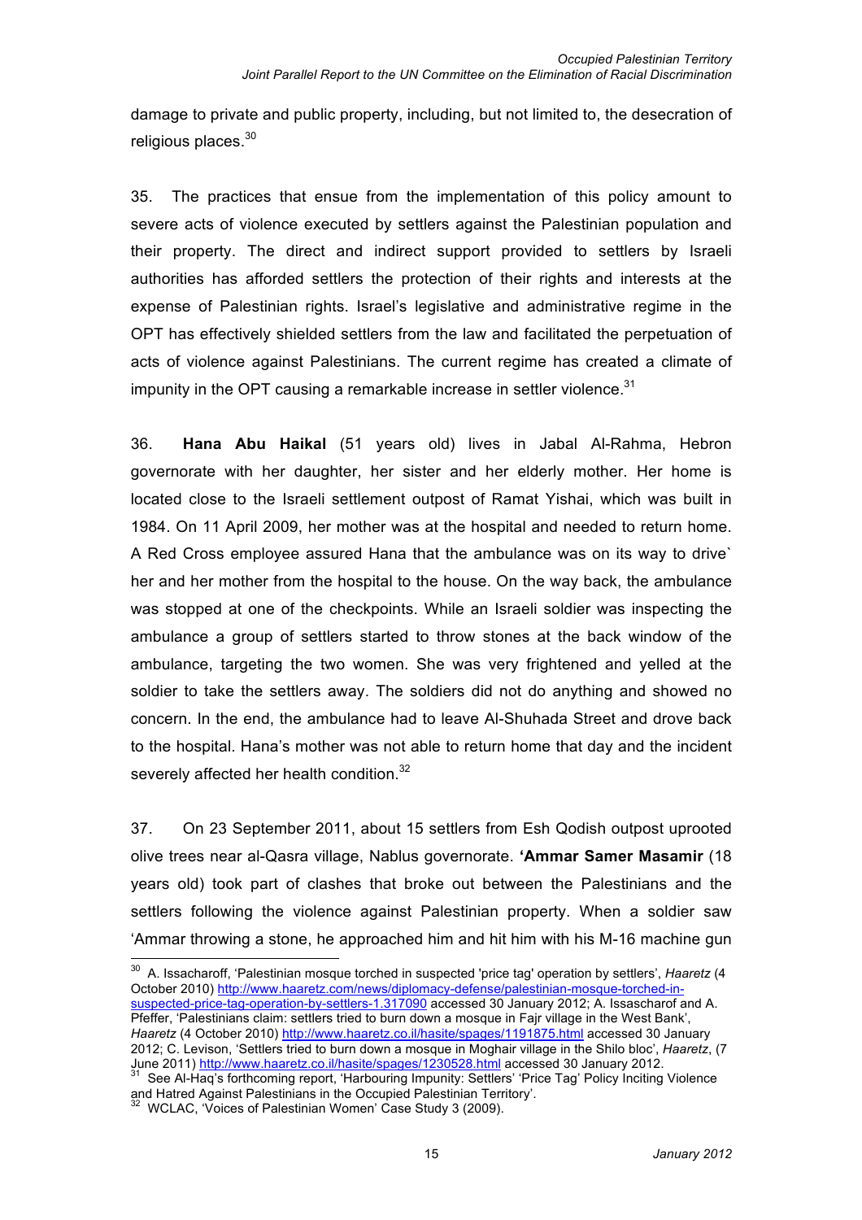damage to private and public property, including, but not limited to, the desecration of religious places.[30]

35. The practices that ensue from the implementation of this policy amount to severe acts of violence executed by settlers against the Palestinian population and their property. The direct and indirect support provided to settlers by Israeli authorities has afforded settlers the protection of their rights and interests at the expense of Palestinian rights. Israel's legislative and administrative regime in the OPT has effectively shielded settlers from the law and facilitated the perpetuation of acts of violence against Palestinians. The current regime has created a climate of impunity in the OPT causing a remarkable increase in settler violence.[31]

36. **Hana Abu Haikal** (51 years old) lives in Jabal Al-Rahma, Hebron governorate with her daughter, her sister and her elderly mother. Her home is located close to the Israeli settlement outpost of Ramat Yishai, which was built in 1984. On 11 April 2009, her mother was at the hospital and needed to return home. A Red Cross employee assured Hana that the ambulance was on its way to drive` her and her mother from the hospital to the house. On the way back, the ambulance was stopped at one of the checkpoints. While an Israeli soldier was inspecting the ambulance a group of settlers started to throw stones at the back window of the ambulance, targeting the two women. She was very frightened and yelled at the soldier to take the settlers away. The soldiers did not do anything and showed no concern. In the end, the ambulance had to leave Al-Shuhada Street and drove back to the hospital. Hana's mother was not able to return home that day and the incident severely affected her health condition.[32]

37. On 23 September 2011, about 15 settlers from Esh Qodish outpost uprooted olive trees near al-Qasra village, Nablus governorate. **'Ammar Samer Masamir** (18 years old) took part of clashes that broke out between the Palestinians and the settlers following the violence against Palestinian property. When a soldier saw 'Ammar throwing a stone, he approached him and hit him with his M-16 machine gun

---

[30] A. Issacharoff, 'Palestinian mosque torched in suspected 'price tag' operation by settlers', *Haaretz* (4 October 2010) http://www.haaretz.com/news/diplomacy-defense/palestinian-mosque-torched-in-suspected-price-tag-operation-by-settlers-1.317090 accessed 30 January 2012; A. Issascharof and A. Pfeffer, 'Palestinians claim: settlers tried to burn down a mosque in Fajr village in the West Bank', *Haaretz* (4 October 2010) http://www.haaretz.co.il/hasite/spages/1191875.html accessed 30 January 2012; C. Levison, 'Settlers tried to burn down a mosque in Moghair village in the Shilo bloc', *Haaretz*, (7 June 2011) http://www.haaretz.co.il/hasite/spages/1230528.html accessed 30 January 2012.

[31] See Al-Haq's forthcoming report, 'Harbouring Impunity: Settlers' 'Price Tag' Policy Inciting Violence and Hatred Against Palestinians in the Occupied Palestinian Territory'.

[32] WCLAC, 'Voices of Palestinian Women' Case Study 3 (2009).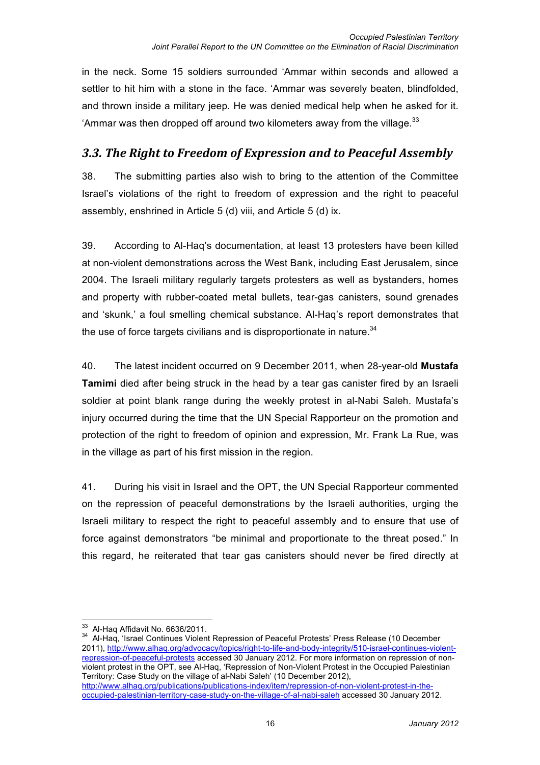in the neck. Some 15 soldiers surrounded 'Ammar within seconds and allowed a settler to hit him with a stone in the face. 'Ammar was severely beaten, blindfolded, and thrown inside a military jeep. He was denied medical help when he asked for it. 'Ammar was then dropped off around two kilometers away from the village.[33]

### *3.3. The Right to Freedom of Expression and to Peaceful Assembly*

38. The submitting parties also wish to bring to the attention of the Committee Israel's violations of the right to freedom of expression and the right to peaceful assembly, enshrined in Article 5 (d) viii, and Article 5 (d) ix.

39. According to Al-Haq's documentation, at least 13 protesters have been killed at non-violent demonstrations across the West Bank, including East Jerusalem, since 2004. The Israeli military regularly targets protesters as well as bystanders, homes and property with rubber-coated metal bullets, tear-gas canisters, sound grenades and 'skunk,' a foul smelling chemical substance. Al-Haq's report demonstrates that the use of force targets civilians and is disproportionate in nature.[34]

40. The latest incident occurred on 9 December 2011, when 28-year-old **Mustafa Tamimi** died after being struck in the head by a tear gas canister fired by an Israeli soldier at point blank range during the weekly protest in al-Nabi Saleh. Mustafa's injury occurred during the time that the UN Special Rapporteur on the promotion and protection of the right to freedom of opinion and expression, Mr. Frank La Rue, was in the village as part of his first mission in the region.

41. During his visit in Israel and the OPT, the UN Special Rapporteur commented on the repression of peaceful demonstrations by the Israeli authorities, urging the Israeli military to respect the right to peaceful assembly and to ensure that use of force against demonstrators "be minimal and proportionate to the threat posed." In this regard, he reiterated that tear gas canisters should never be fired directly at

---

[33] Al-Haq Affidavit No. 6636/2011.

[34] Al-Haq, 'Israel Continues Violent Repression of Peaceful Protests' Press Release (10 December 2011), http://www.alhaq.org/advocacy/topics/right-to-life-and-body-integrity/510-israel-continues-violent-repression-of-peaceful-protests accessed 30 January 2012. For more information on repression of non-violent protest in the OPT, see Al-Haq, 'Repression of Non-Violent Protest in the Occupied Palestinian Territory: Case Study on the village of al-Nabi Saleh' (10 December 2012), http://www.alhaq.org/publications/publications-index/item/repression-of-non-violent-protest-in-the-occupied-palestinian-territory-case-study-on-the-village-of-al-nabi-saleh accessed 30 January 2012.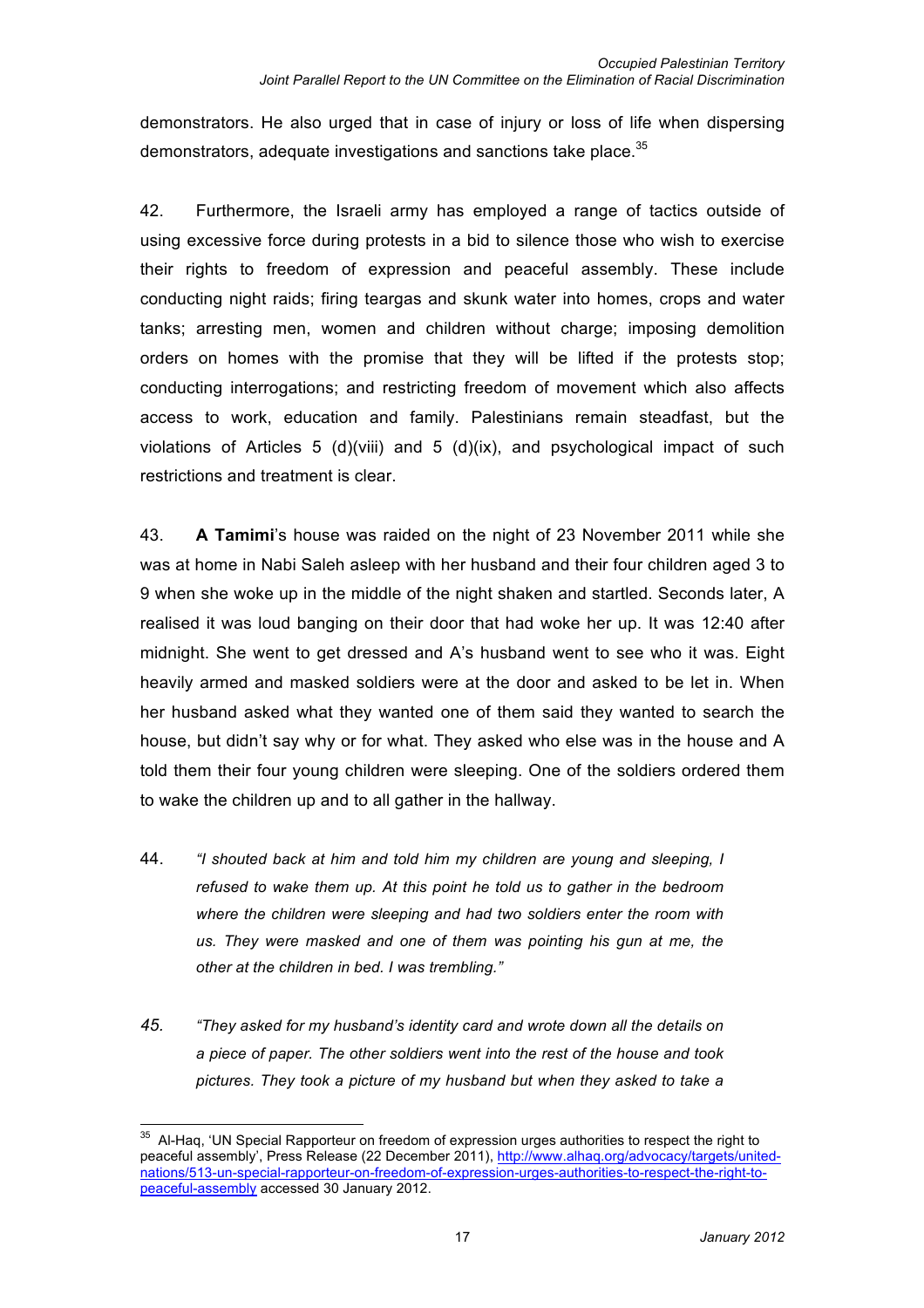demonstrators. He also urged that in case of injury or loss of life when dispersing demonstrators, adequate investigations and sanctions take place.[35]

42. Furthermore, the Israeli army has employed a range of tactics outside of using excessive force during protests in a bid to silence those who wish to exercise their rights to freedom of expression and peaceful assembly. These include conducting night raids; firing teargas and skunk water into homes, crops and water tanks; arresting men, women and children without charge; imposing demolition orders on homes with the promise that they will be lifted if the protests stop; conducting interrogations; and restricting freedom of movement which also affects access to work, education and family. Palestinians remain steadfast, but the violations of Articles 5 (d)(viii) and 5 (d)(ix), and psychological impact of such restrictions and treatment is clear.

43. **A Tamimi**'s house was raided on the night of 23 November 2011 while she was at home in Nabi Saleh asleep with her husband and their four children aged 3 to 9 when she woke up in the middle of the night shaken and startled. Seconds later, A realised it was loud banging on their door that had woke her up. It was 12:40 after midnight. She went to get dressed and A's husband went to see who it was. Eight heavily armed and masked soldiers were at the door and asked to be let in. When her husband asked what they wanted one of them said they wanted to search the house, but didn't say why or for what. They asked who else was in the house and A told them their four young children were sleeping. One of the soldiers ordered them to wake the children up and to all gather in the hallway.

44. *"I shouted back at him and told him my children are young and sleeping, I refused to wake them up. At this point he told us to gather in the bedroom where the children were sleeping and had two soldiers enter the room with us. They were masked and one of them was pointing his gun at me, the other at the children in bed. I was trembling."*

45. *"They asked for my husband's identity card and wrote down all the details on a piece of paper. The other soldiers went into the rest of the house and took pictures. They took a picture of my husband but when they asked to take a*

---

[35] Al-Haq, 'UN Special Rapporteur on freedom of expression urges authorities to respect the right to peaceful assembly', Press Release (22 December 2011), http://www.alhaq.org/advocacy/targets/united-nations/513-un-special-rapporteur-on-freedom-of-expression-urges-authorities-to-respect-the-right-to-peaceful-assembly accessed 30 January 2012.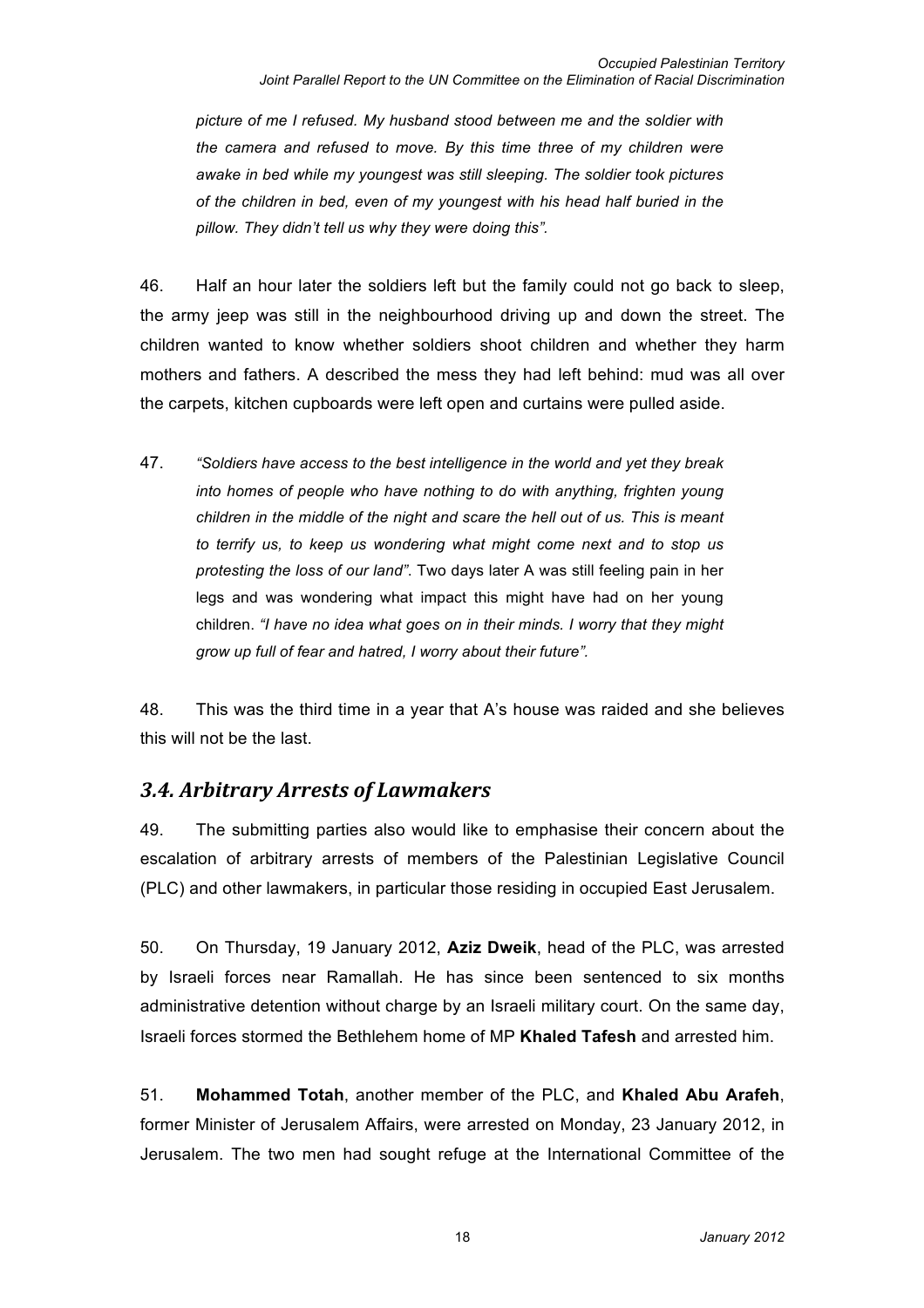*picture of me I refused. My husband stood between me and the soldier with the camera and refused to move. By this time three of my children were awake in bed while my youngest was still sleeping. The soldier took pictures of the children in bed, even of my youngest with his head half buried in the pillow. They didn't tell us why they were doing this".*

46. Half an hour later the soldiers left but the family could not go back to sleep, the army jeep was still in the neighbourhood driving up and down the street. The children wanted to know whether soldiers shoot children and whether they harm mothers and fathers. A described the mess they had left behind: mud was all over the carpets, kitchen cupboards were left open and curtains were pulled aside.

47. *"Soldiers have access to the best intelligence in the world and yet they break into homes of people who have nothing to do with anything, frighten young children in the middle of the night and scare the hell out of us. This is meant to terrify us, to keep us wondering what might come next and to stop us protesting the loss of our land"*. Two days later A was still feeling pain in her legs and was wondering what impact this might have had on her young children. *"I have no idea what goes on in their minds. I worry that they might grow up full of fear and hatred, I worry about their future".*

48. This was the third time in a year that A's house was raided and she believes this will not be the last.

## *3.4. Arbitrary Arrests of Lawmakers*

49. The submitting parties also would like to emphasise their concern about the escalation of arbitrary arrests of members of the Palestinian Legislative Council (PLC) and other lawmakers, in particular those residing in occupied East Jerusalem.

50. On Thursday, 19 January 2012, **Aziz Dweik**, head of the PLC, was arrested by Israeli forces near Ramallah. He has since been sentenced to six months administrative detention without charge by an Israeli military court. On the same day, Israeli forces stormed the Bethlehem home of MP **Khaled Tafesh** and arrested him.

51. **Mohammed Totah**, another member of the PLC, and **Khaled Abu Arafeh**, former Minister of Jerusalem Affairs, were arrested on Monday, 23 January 2012, in Jerusalem. The two men had sought refuge at the International Committee of the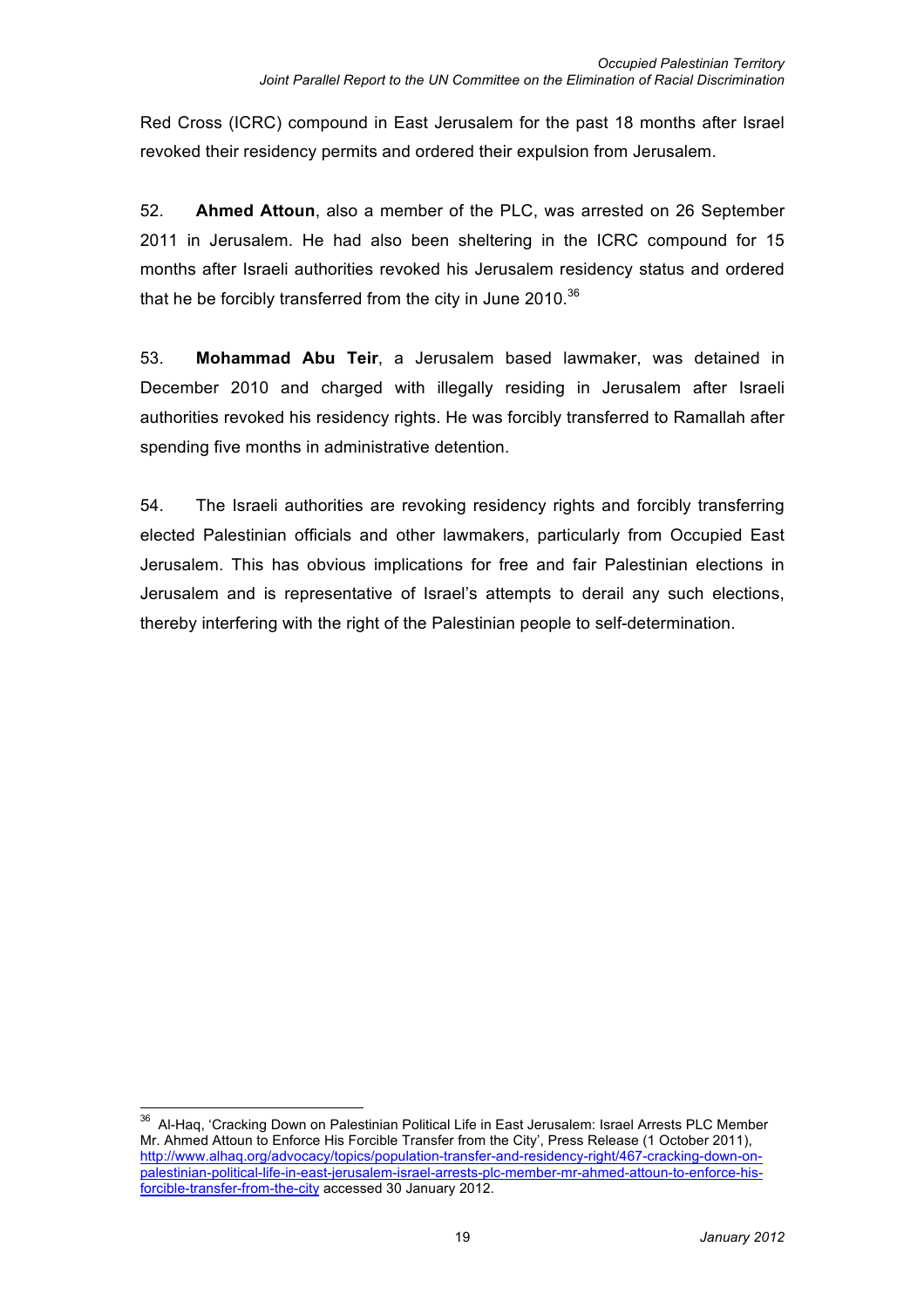Red Cross (ICRC) compound in East Jerusalem for the past 18 months after Israel revoked their residency permits and ordered their expulsion from Jerusalem.

52. **Ahmed Attoun**, also a member of the PLC, was arrested on 26 September 2011 in Jerusalem. He had also been sheltering in the ICRC compound for 15 months after Israeli authorities revoked his Jerusalem residency status and ordered that he be forcibly transferred from the city in June 2010.[36]

53. **Mohammad Abu Teir**, a Jerusalem based lawmaker, was detained in December 2010 and charged with illegally residing in Jerusalem after Israeli authorities revoked his residency rights. He was forcibly transferred to Ramallah after spending five months in administrative detention.

54. The Israeli authorities are revoking residency rights and forcibly transferring elected Palestinian officials and other lawmakers, particularly from Occupied East Jerusalem. This has obvious implications for free and fair Palestinian elections in Jerusalem and is representative of Israel's attempts to derail any such elections, thereby interfering with the right of the Palestinian people to self-determination.

---

[36] Al-Haq, 'Cracking Down on Palestinian Political Life in East Jerusalem: Israel Arrests PLC Member Mr. Ahmed Attoun to Enforce His Forcible Transfer from the City', Press Release (1 October 2011), http://www.alhaq.org/advocacy/topics/population-transfer-and-residency-right/467-cracking-down-on-palestinian-political-life-in-east-jerusalem-israel-arrests-plc-member-mr-ahmed-attoun-to-enforce-his-forcible-transfer-from-the-city accessed 30 January 2012.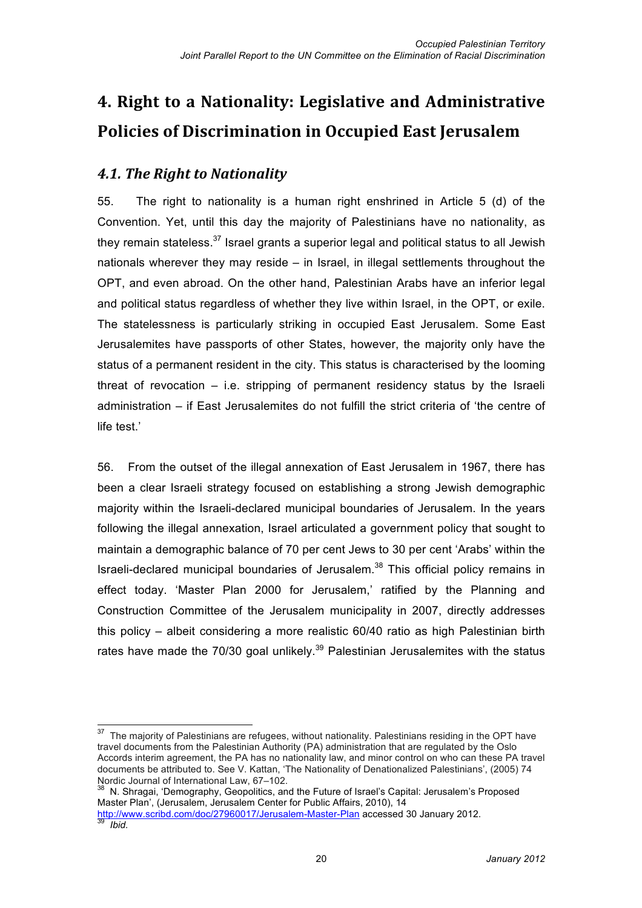# 4. Right to a Nationality: Legislative and Administrative Policies of Discrimination in Occupied East Jerusalem

## *4.1. The Right to Nationality*

55. The right to nationality is a human right enshrined in Article 5 (d) of the Convention. Yet, until this day the majority of Palestinians have no nationality, as they remain stateless.[37] Israel grants a superior legal and political status to all Jewish nationals wherever they may reside – in Israel, in illegal settlements throughout the OPT, and even abroad. On the other hand, Palestinian Arabs have an inferior legal and political status regardless of whether they live within Israel, in the OPT, or exile. The statelessness is particularly striking in occupied East Jerusalem. Some East Jerusalemites have passports of other States, however, the majority only have the status of a permanent resident in the city. This status is characterised by the looming threat of revocation – i.e. stripping of permanent residency status by the Israeli administration – if East Jerusalemites do not fulfill the strict criteria of 'the centre of life test.'

56. From the outset of the illegal annexation of East Jerusalem in 1967, there has been a clear Israeli strategy focused on establishing a strong Jewish demographic majority within the Israeli-declared municipal boundaries of Jerusalem. In the years following the illegal annexation, Israel articulated a government policy that sought to maintain a demographic balance of 70 per cent Jews to 30 per cent 'Arabs' within the Israeli-declared municipal boundaries of Jerusalem.[38] This official policy remains in effect today. 'Master Plan 2000 for Jerusalem,' ratified by the Planning and Construction Committee of the Jerusalem municipality in 2007, directly addresses this policy – albeit considering a more realistic 60/40 ratio as high Palestinian birth rates have made the 70/30 goal unlikely.[39] Palestinian Jerusalemites with the status

---

[37] The majority of Palestinians are refugees, without nationality. Palestinians residing in the OPT have travel documents from the Palestinian Authority (PA) administration that are regulated by the Oslo Accords interim agreement, the PA has no nationality law, and minor control on who can these PA travel documents be attributed to. See V. Kattan, 'The Nationality of Denationalized Palestinians', (2005) 74 Nordic Journal of International Law, 67–102.

[38] N. Shragai, 'Demography, Geopolitics, and the Future of Israel's Capital: Jerusalem's Proposed Master Plan', (Jerusalem, Jerusalem Center for Public Affairs, 2010), 14 http://www.scribd.com/doc/27960017/Jerusalem-Master-Plan accessed 30 January 2012.

[39] *Ibid.*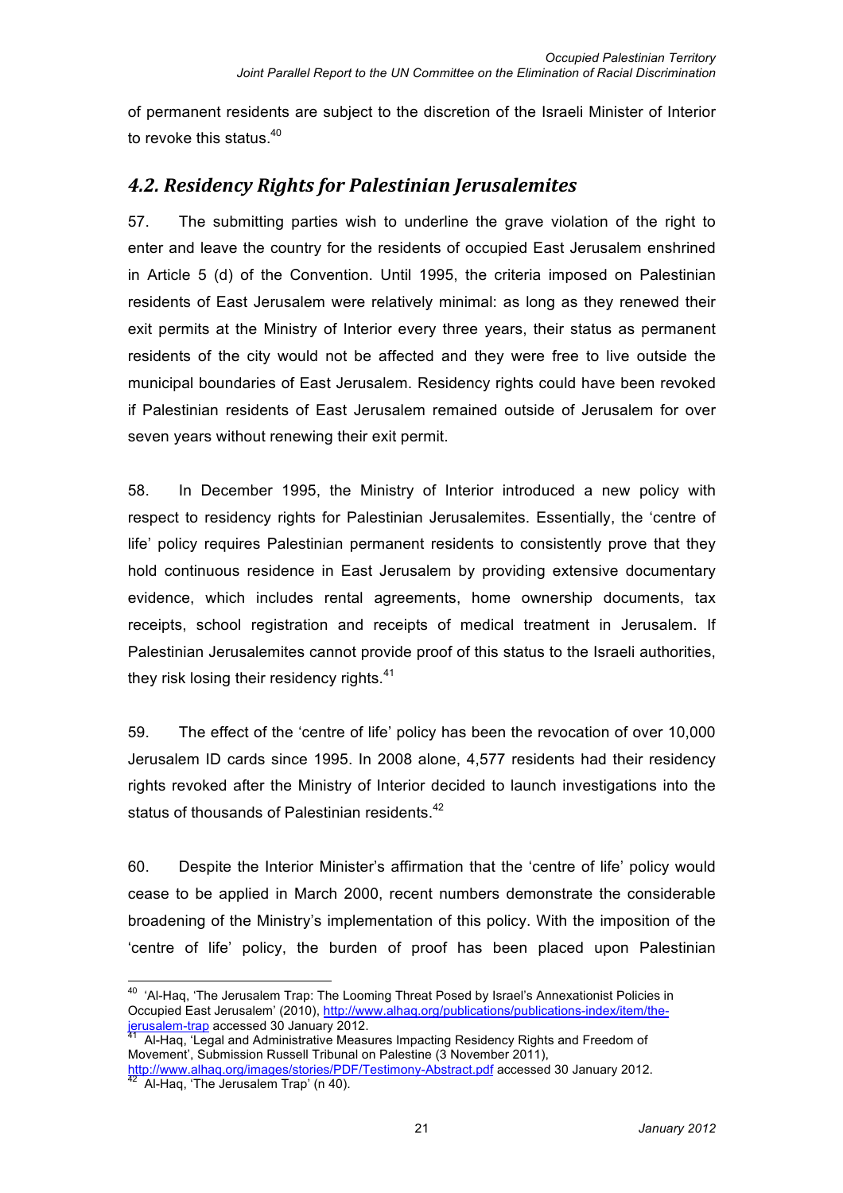of permanent residents are subject to the discretion of the Israeli Minister of Interior to revoke this status.[40]

## *4.2. Residency Rights for Palestinian Jerusalemites*

57. The submitting parties wish to underline the grave violation of the right to enter and leave the country for the residents of occupied East Jerusalem enshrined in Article 5 (d) of the Convention. Until 1995, the criteria imposed on Palestinian residents of East Jerusalem were relatively minimal: as long as they renewed their exit permits at the Ministry of Interior every three years, their status as permanent residents of the city would not be affected and they were free to live outside the municipal boundaries of East Jerusalem. Residency rights could have been revoked if Palestinian residents of East Jerusalem remained outside of Jerusalem for over seven years without renewing their exit permit.

58. In December 1995, the Ministry of Interior introduced a new policy with respect to residency rights for Palestinian Jerusalemites. Essentially, the 'centre of life' policy requires Palestinian permanent residents to consistently prove that they hold continuous residence in East Jerusalem by providing extensive documentary evidence, which includes rental agreements, home ownership documents, tax receipts, school registration and receipts of medical treatment in Jerusalem. If Palestinian Jerusalemites cannot provide proof of this status to the Israeli authorities, they risk losing their residency rights.[41]

59. The effect of the 'centre of life' policy has been the revocation of over 10,000 Jerusalem ID cards since 1995. In 2008 alone, 4,577 residents had their residency rights revoked after the Ministry of Interior decided to launch investigations into the status of thousands of Palestinian residents.[42]

60. Despite the Interior Minister's affirmation that the 'centre of life' policy would cease to be applied in March 2000, recent numbers demonstrate the considerable broadening of the Ministry's implementation of this policy. With the imposition of the 'centre of life' policy, the burden of proof has been placed upon Palestinian

---

[40] 'Al-Haq, 'The Jerusalem Trap: The Looming Threat Posed by Israel's Annexationist Policies in Occupied East Jerusalem' (2010), http://www.alhaq.org/publications/publications-index/item/the-jerusalem-trap accessed 30 January 2012.

[41] Al-Haq, 'Legal and Administrative Measures Impacting Residency Rights and Freedom of Movement', Submission Russell Tribunal on Palestine (3 November 2011), http://www.alhaq.org/images/stories/PDF/Testimony-Abstract.pdf accessed 30 January 2012.

[42] Al-Haq, 'The Jerusalem Trap' (n 40).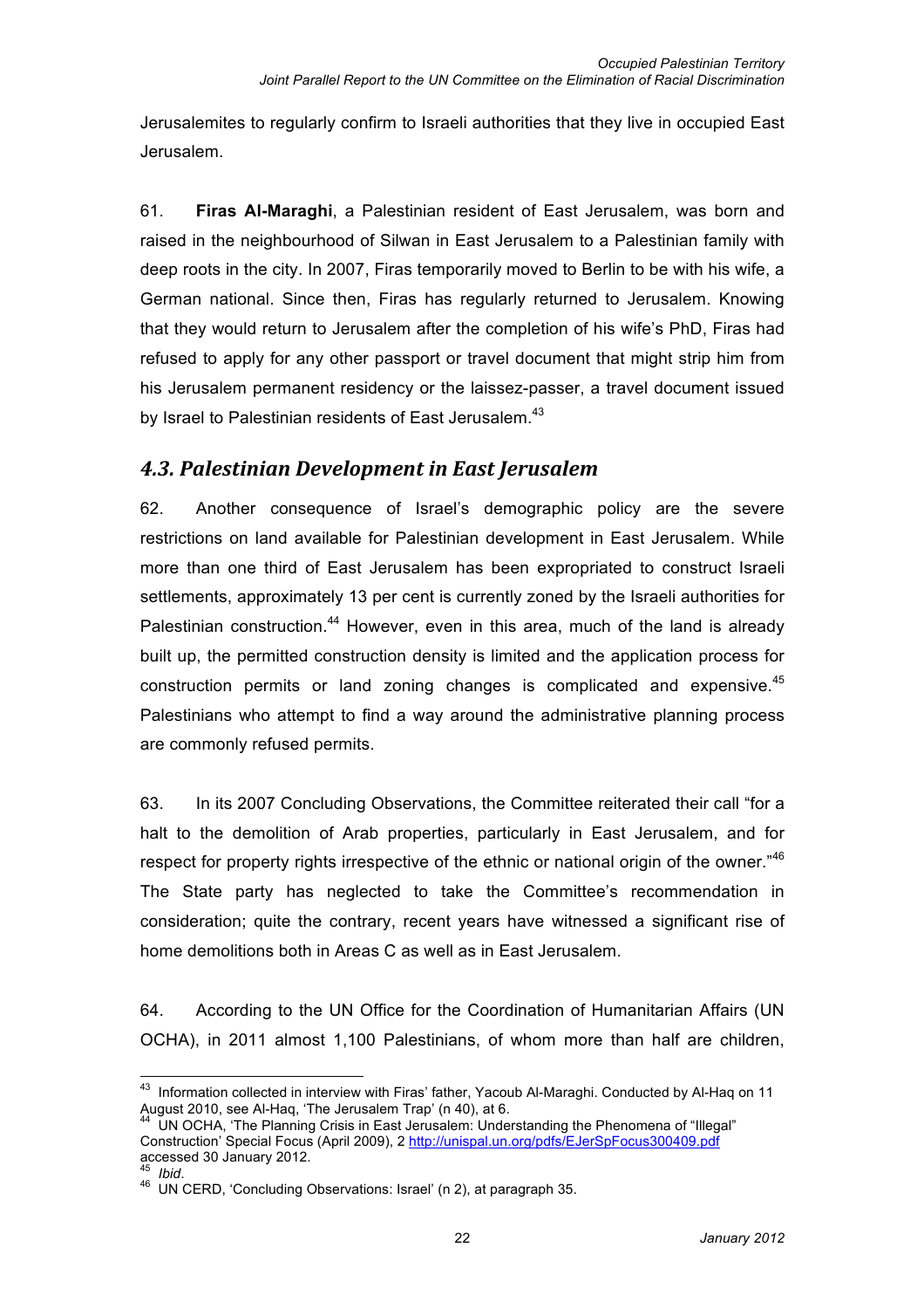Jerusalemites to regularly confirm to Israeli authorities that they live in occupied East Jerusalem.

61. **Firas Al-Maraghi**, a Palestinian resident of East Jerusalem, was born and raised in the neighbourhood of Silwan in East Jerusalem to a Palestinian family with deep roots in the city. In 2007, Firas temporarily moved to Berlin to be with his wife, a German national. Since then, Firas has regularly returned to Jerusalem. Knowing that they would return to Jerusalem after the completion of his wife's PhD, Firas had refused to apply for any other passport or travel document that might strip him from his Jerusalem permanent residency or the laissez-passer, a travel document issued by Israel to Palestinian residents of East Jerusalem.[43]

## *4.3. Palestinian Development in East Jerusalem*

62. Another consequence of Israel's demographic policy are the severe restrictions on land available for Palestinian development in East Jerusalem. While more than one third of East Jerusalem has been expropriated to construct Israeli settlements, approximately 13 per cent is currently zoned by the Israeli authorities for Palestinian construction.[44] However, even in this area, much of the land is already built up, the permitted construction density is limited and the application process for construction permits or land zoning changes is complicated and expensive.[45] Palestinians who attempt to find a way around the administrative planning process are commonly refused permits.

63. In its 2007 Concluding Observations, the Committee reiterated their call "for a halt to the demolition of Arab properties, particularly in East Jerusalem, and for respect for property rights irrespective of the ethnic or national origin of the owner."[46] The State party has neglected to take the Committee's recommendation in consideration; quite the contrary, recent years have witnessed a significant rise of home demolitions both in Areas C as well as in East Jerusalem.

64. According to the UN Office for the Coordination of Humanitarian Affairs (UN OCHA), in 2011 almost 1,100 Palestinians, of whom more than half are children,

---

[43] Information collected in interview with Firas' father, Yacoub Al-Maraghi. Conducted by Al-Haq on 11 August 2010, see Al-Haq, 'The Jerusalem Trap' (n 40), at 6.

[44] UN OCHA, 'The Planning Crisis in East Jerusalem: Understanding the Phenomena of "Illegal" Construction' Special Focus (April 2009), 2 http://unispal.un.org/pdfs/EJerSpFocus300409.pdf accessed 30 January 2012.

[45] *Ibid*.

[46] UN CERD, 'Concluding Observations: Israel' (n 2), at paragraph 35.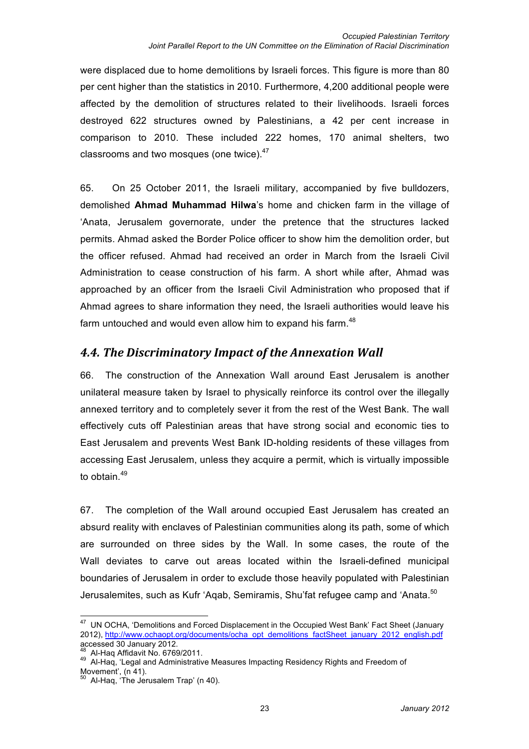were displaced due to home demolitions by Israeli forces. This figure is more than 80 per cent higher than the statistics in 2010. Furthermore, 4,200 additional people were affected by the demolition of structures related to their livelihoods. Israeli forces destroyed 622 structures owned by Palestinians, a 42 per cent increase in comparison to 2010. These included 222 homes, 170 animal shelters, two classrooms and two mosques (one twice).[47]

65. On 25 October 2011, the Israeli military, accompanied by five bulldozers, demolished **Ahmad Muhammad Hilwa**'s home and chicken farm in the village of 'Anata, Jerusalem governorate, under the pretence that the structures lacked permits. Ahmad asked the Border Police officer to show him the demolition order, but the officer refused. Ahmad had received an order in March from the Israeli Civil Administration to cease construction of his farm. A short while after, Ahmad was approached by an officer from the Israeli Civil Administration who proposed that if Ahmad agrees to share information they need, the Israeli authorities would leave his farm untouched and would even allow him to expand his farm.[48]

## *4.4. The Discriminatory Impact of the Annexation Wall*

66. The construction of the Annexation Wall around East Jerusalem is another unilateral measure taken by Israel to physically reinforce its control over the illegally annexed territory and to completely sever it from the rest of the West Bank. The wall effectively cuts off Palestinian areas that have strong social and economic ties to East Jerusalem and prevents West Bank ID-holding residents of these villages from accessing East Jerusalem, unless they acquire a permit, which is virtually impossible to obtain.[49]

67. The completion of the Wall around occupied East Jerusalem has created an absurd reality with enclaves of Palestinian communities along its path, some of which are surrounded on three sides by the Wall. In some cases, the route of the Wall deviates to carve out areas located within the Israeli-defined municipal boundaries of Jerusalem in order to exclude those heavily populated with Palestinian Jerusalemites, such as Kufr 'Aqab, Semiramis, Shu'fat refugee camp and 'Anata.[50]

---

[47] UN OCHA, 'Demolitions and Forced Displacement in the Occupied West Bank' Fact Sheet (January 2012), http://www.ochaopt.org/documents/ocha_opt_demolitions_factSheet_january_2012_english.pdf accessed 30 January 2012.

[48] Al-Haq Affidavit No. 6769/2011.

[49] Al-Haq, 'Legal and Administrative Measures Impacting Residency Rights and Freedom of Movement', (n 41).

[50] Al-Haq, 'The Jerusalem Trap' (n 40).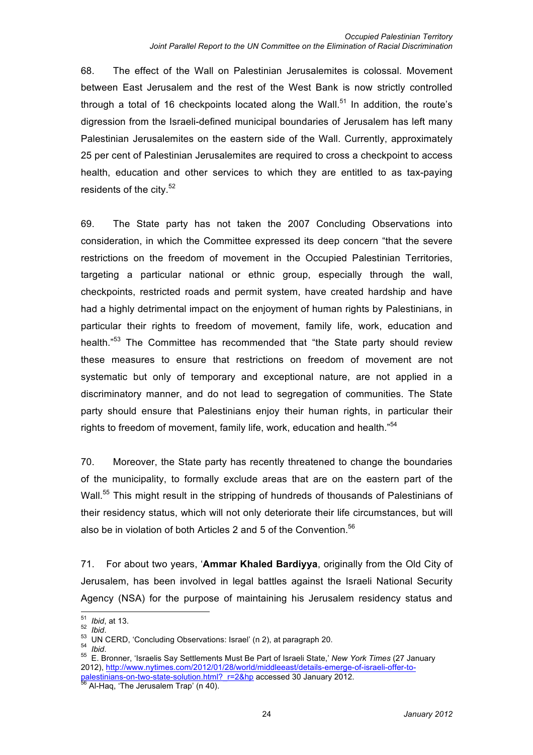68. The effect of the Wall on Palestinian Jerusalemites is colossal. Movement between East Jerusalem and the rest of the West Bank is now strictly controlled through a total of 16 checkpoints located along the Wall.[51] In addition, the route's digression from the Israeli-defined municipal boundaries of Jerusalem has left many Palestinian Jerusalemites on the eastern side of the Wall. Currently, approximately 25 per cent of Palestinian Jerusalemites are required to cross a checkpoint to access health, education and other services to which they are entitled to as tax-paying residents of the city.[52]

69. The State party has not taken the 2007 Concluding Observations into consideration, in which the Committee expressed its deep concern "that the severe restrictions on the freedom of movement in the Occupied Palestinian Territories, targeting a particular national or ethnic group, especially through the wall, checkpoints, restricted roads and permit system, have created hardship and have had a highly detrimental impact on the enjoyment of human rights by Palestinians, in particular their rights to freedom of movement, family life, work, education and health."[53] The Committee has recommended that "the State party should review these measures to ensure that restrictions on freedom of movement are not systematic but only of temporary and exceptional nature, are not applied in a discriminatory manner, and do not lead to segregation of communities. The State party should ensure that Palestinians enjoy their human rights, in particular their rights to freedom of movement, family life, work, education and health."[54]

70. Moreover, the State party has recently threatened to change the boundaries of the municipality, to formally exclude areas that are on the eastern part of the Wall.[55] This might result in the stripping of hundreds of thousands of Palestinians of their residency status, which will not only deteriorate their life circumstances, but will also be in violation of both Articles 2 and 5 of the Convention.[56]

71. For about two years, '**Ammar Khaled Bardiyya**, originally from the Old City of Jerusalem, has been involved in legal battles against the Israeli National Security Agency (NSA) for the purpose of maintaining his Jerusalem residency status and

---

[51] *Ibid*, at 13.

[52] *Ibid*.

[53] UN CERD, 'Concluding Observations: Israel' (n 2), at paragraph 20.

[54] *Ibid*.

[55] E. Bronner, 'Israelis Say Settlements Must Be Part of Israeli State,' *New York Times* (27 January 2012), http://www.nytimes.com/2012/01/28/world/middleeast/details-emerge-of-israeli-offer-to-palestinians-on-two-state-solution.html?_r=2&hp accessed 30 January 2012.

[56] Al-Haq, 'The Jerusalem Trap' (n 40).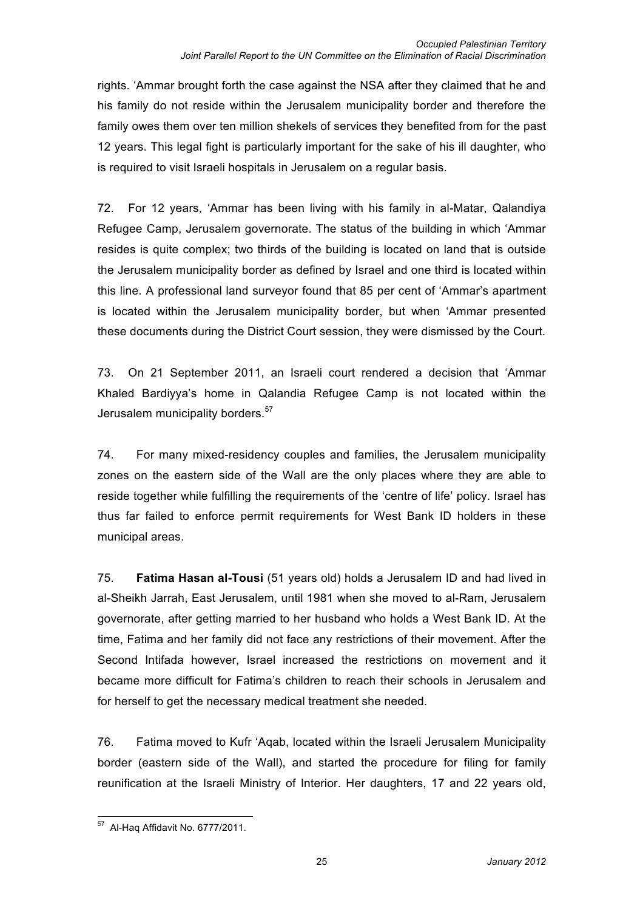rights. 'Ammar brought forth the case against the NSA after they claimed that he and his family do not reside within the Jerusalem municipality border and therefore the family owes them over ten million shekels of services they benefited from for the past 12 years. This legal fight is particularly important for the sake of his ill daughter, who is required to visit Israeli hospitals in Jerusalem on a regular basis.

72. For 12 years, 'Ammar has been living with his family in al-Matar, Qalandiya Refugee Camp, Jerusalem governorate. The status of the building in which 'Ammar resides is quite complex; two thirds of the building is located on land that is outside the Jerusalem municipality border as defined by Israel and one third is located within this line. A professional land surveyor found that 85 per cent of 'Ammar's apartment is located within the Jerusalem municipality border, but when 'Ammar presented these documents during the District Court session, they were dismissed by the Court.

73. On 21 September 2011, an Israeli court rendered a decision that 'Ammar Khaled Bardiyya's home in Qalandia Refugee Camp is not located within the Jerusalem municipality borders.[57]

74. For many mixed-residency couples and families, the Jerusalem municipality zones on the eastern side of the Wall are the only places where they are able to reside together while fulfilling the requirements of the 'centre of life' policy. Israel has thus far failed to enforce permit requirements for West Bank ID holders in these municipal areas.

75. **Fatima Hasan al-Tousi** (51 years old) holds a Jerusalem ID and had lived in al-Sheikh Jarrah, East Jerusalem, until 1981 when she moved to al-Ram, Jerusalem governorate, after getting married to her husband who holds a West Bank ID. At the time, Fatima and her family did not face any restrictions of their movement. After the Second Intifada however, Israel increased the restrictions on movement and it became more difficult for Fatima's children to reach their schools in Jerusalem and for herself to get the necessary medical treatment she needed.

76. Fatima moved to Kufr 'Aqab, located within the Israeli Jerusalem Municipality border (eastern side of the Wall), and started the procedure for filing for family reunification at the Israeli Ministry of Interior. Her daughters, 17 and 22 years old,

---

[57] Al-Haq Affidavit No. 6777/2011.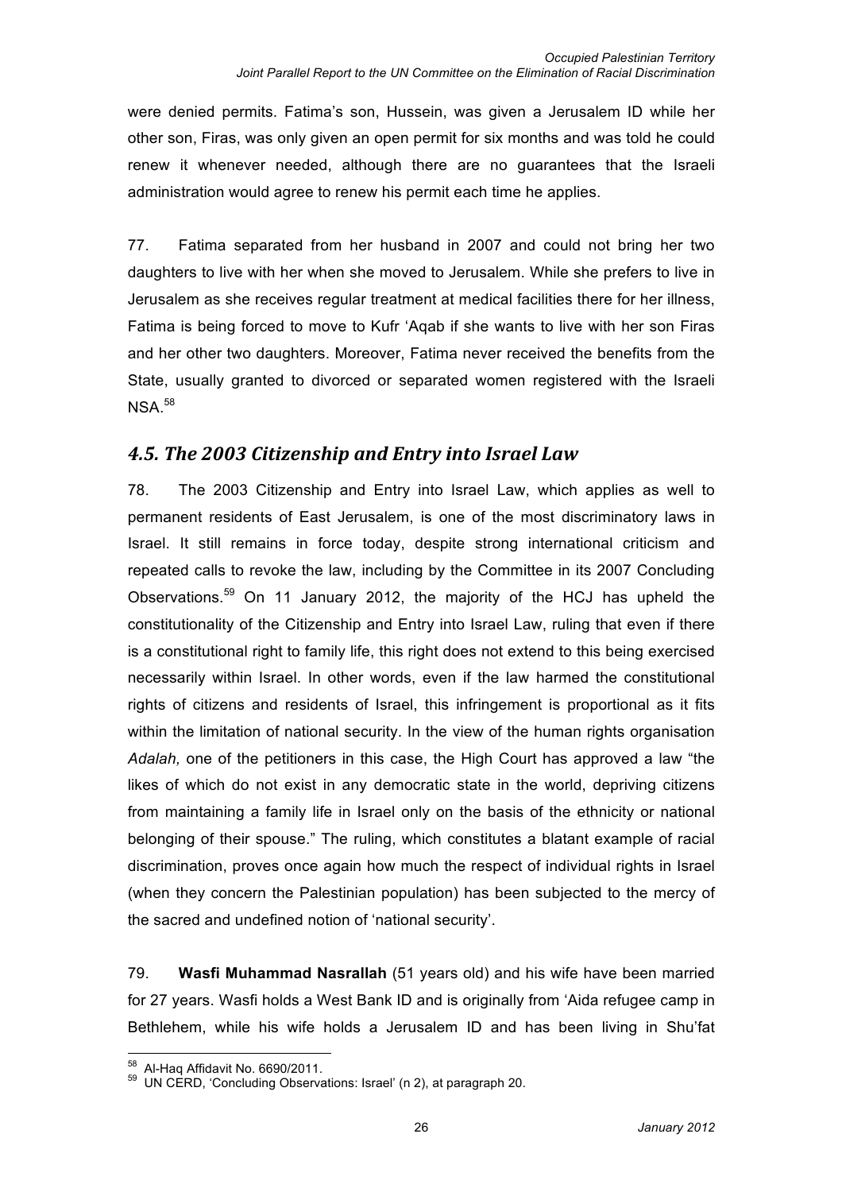were denied permits. Fatima's son, Hussein, was given a Jerusalem ID while her other son, Firas, was only given an open permit for six months and was told he could renew it whenever needed, although there are no guarantees that the Israeli administration would agree to renew his permit each time he applies.

77. Fatima separated from her husband in 2007 and could not bring her two daughters to live with her when she moved to Jerusalem. While she prefers to live in Jerusalem as she receives regular treatment at medical facilities there for her illness, Fatima is being forced to move to Kufr 'Aqab if she wants to live with her son Firas and her other two daughters. Moreover, Fatima never received the benefits from the State, usually granted to divorced or separated women registered with the Israeli NSA.[58]

## *4.5. The 2003 Citizenship and Entry into Israel Law*

78. The 2003 Citizenship and Entry into Israel Law, which applies as well to permanent residents of East Jerusalem, is one of the most discriminatory laws in Israel. It still remains in force today, despite strong international criticism and repeated calls to revoke the law, including by the Committee in its 2007 Concluding Observations.[59] On 11 January 2012, the majority of the HCJ has upheld the constitutionality of the Citizenship and Entry into Israel Law, ruling that even if there is a constitutional right to family life, this right does not extend to this being exercised necessarily within Israel. In other words, even if the law harmed the constitutional rights of citizens and residents of Israel, this infringement is proportional as it fits within the limitation of national security. In the view of the human rights organisation *Adalah,* one of the petitioners in this case, the High Court has approved a law "the likes of which do not exist in any democratic state in the world, depriving citizens from maintaining a family life in Israel only on the basis of the ethnicity or national belonging of their spouse." The ruling, which constitutes a blatant example of racial discrimination, proves once again how much the respect of individual rights in Israel (when they concern the Palestinian population) has been subjected to the mercy of the sacred and undefined notion of 'national security'.

79. **Wasfi Muhammad Nasrallah** (51 years old) and his wife have been married for 27 years. Wasfi holds a West Bank ID and is originally from 'Aida refugee camp in Bethlehem, while his wife holds a Jerusalem ID and has been living in Shu'fat

---

[58] Al-Haq Affidavit No. 6690/2011.

[59] UN CERD, 'Concluding Observations: Israel' (n 2), at paragraph 20.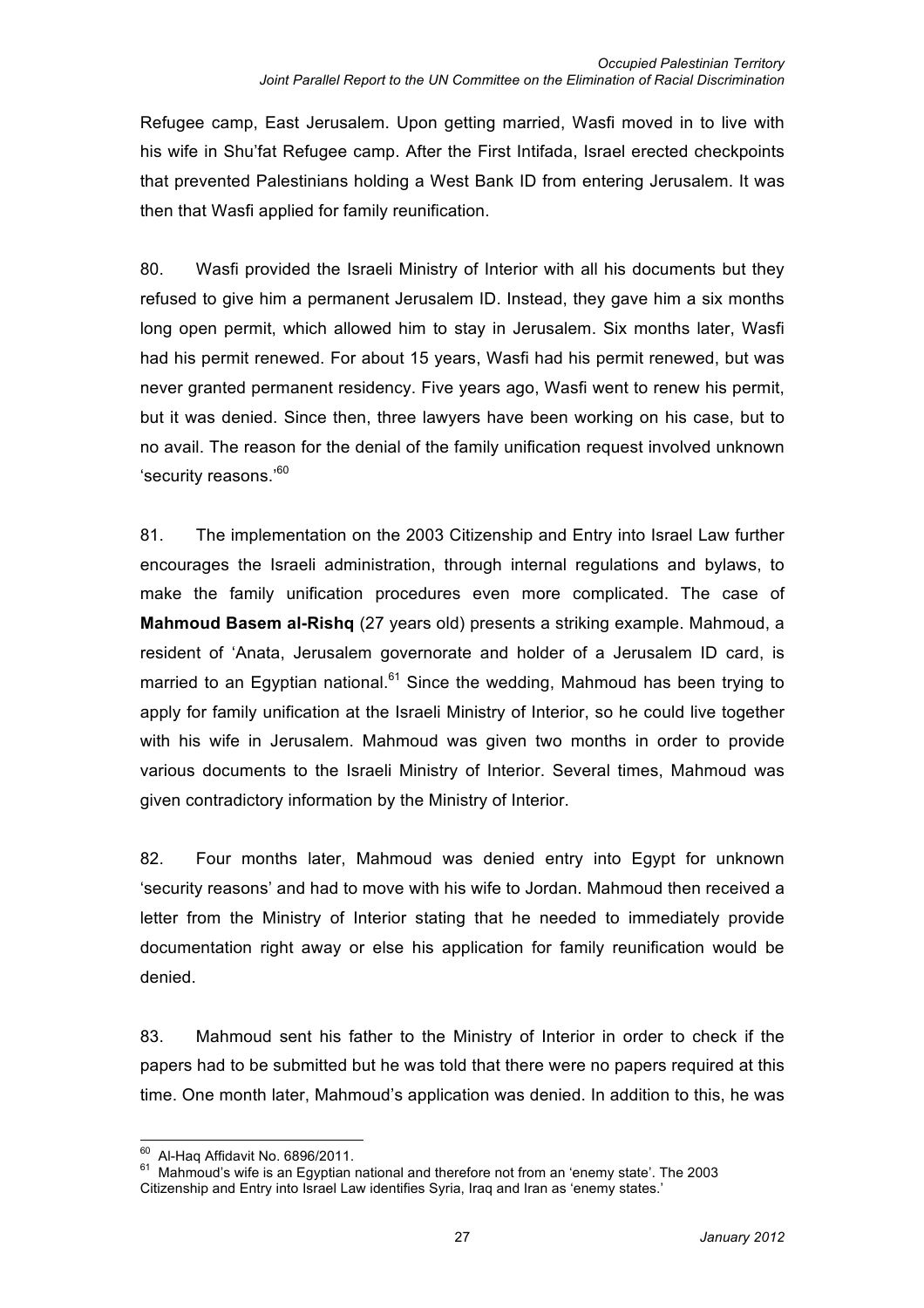Refugee camp, East Jerusalem. Upon getting married, Wasfi moved in to live with his wife in Shu'fat Refugee camp. After the First Intifada, Israel erected checkpoints that prevented Palestinians holding a West Bank ID from entering Jerusalem. It was then that Wasfi applied for family reunification.

80. Wasfi provided the Israeli Ministry of Interior with all his documents but they refused to give him a permanent Jerusalem ID. Instead, they gave him a six months long open permit, which allowed him to stay in Jerusalem. Six months later, Wasfi had his permit renewed. For about 15 years, Wasfi had his permit renewed, but was never granted permanent residency. Five years ago, Wasfi went to renew his permit, but it was denied. Since then, three lawyers have been working on his case, but to no avail. The reason for the denial of the family unification request involved unknown 'security reasons.'[60]

81. The implementation on the 2003 Citizenship and Entry into Israel Law further encourages the Israeli administration, through internal regulations and bylaws, to make the family unification procedures even more complicated. The case of **Mahmoud Basem al-Rishq** (27 years old) presents a striking example. Mahmoud, a resident of 'Anata, Jerusalem governorate and holder of a Jerusalem ID card, is married to an Egyptian national.[61] Since the wedding, Mahmoud has been trying to apply for family unification at the Israeli Ministry of Interior, so he could live together with his wife in Jerusalem. Mahmoud was given two months in order to provide various documents to the Israeli Ministry of Interior. Several times, Mahmoud was given contradictory information by the Ministry of Interior.

82. Four months later, Mahmoud was denied entry into Egypt for unknown 'security reasons' and had to move with his wife to Jordan. Mahmoud then received a letter from the Ministry of Interior stating that he needed to immediately provide documentation right away or else his application for family reunification would be denied.

83. Mahmoud sent his father to the Ministry of Interior in order to check if the papers had to be submitted but he was told that there were no papers required at this time. One month later, Mahmoud's application was denied. In addition to this, he was

---

[60] Al-Haq Affidavit No. 6896/2011.

[61] Mahmoud's wife is an Egyptian national and therefore not from an 'enemy state'. The 2003 Citizenship and Entry into Israel Law identifies Syria, Iraq and Iran as 'enemy states.'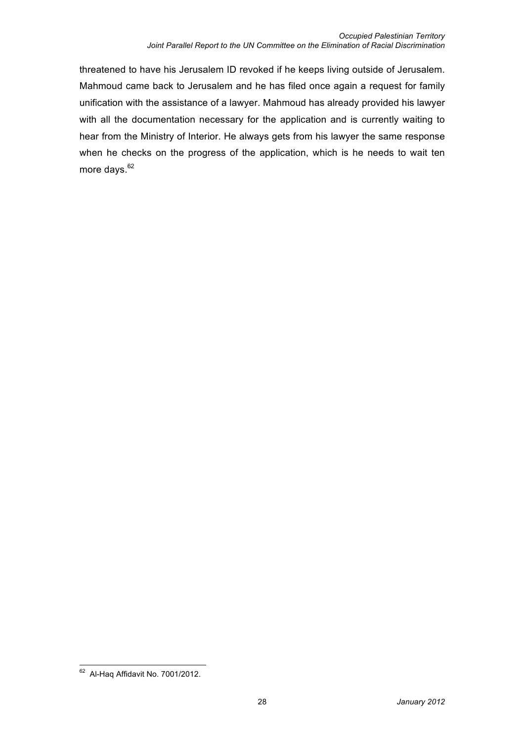threatened to have his Jerusalem ID revoked if he keeps living outside of Jerusalem. Mahmoud came back to Jerusalem and he has filed once again a request for family unification with the assistance of a lawyer. Mahmoud has already provided his lawyer with all the documentation necessary for the application and is currently waiting to hear from the Ministry of Interior. He always gets from his lawyer the same response when he checks on the progress of the application, which is he needs to wait ten more days.[62]

---

[62] Al-Haq Affidavit No. 7001/2012.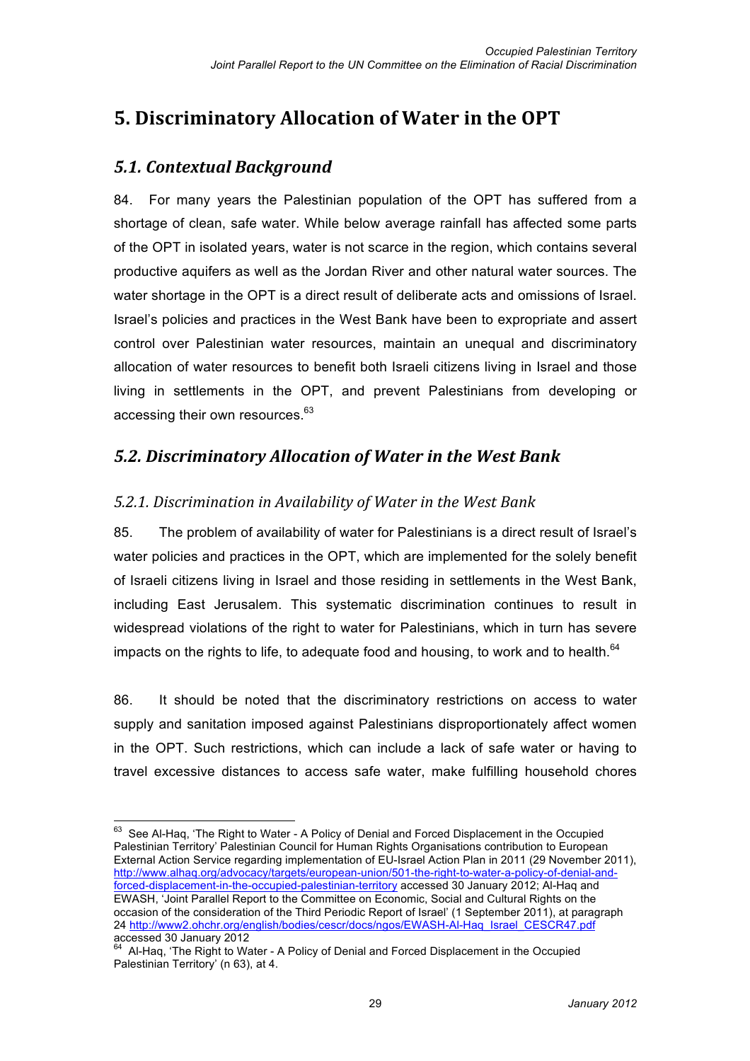# 5. Discriminatory Allocation of Water in the OPT

## 5.1. Contextual Background

84. For many years the Palestinian population of the OPT has suffered from a shortage of clean, safe water. While below average rainfall has affected some parts of the OPT in isolated years, water is not scarce in the region, which contains several productive aquifers as well as the Jordan River and other natural water sources. The water shortage in the OPT is a direct result of deliberate acts and omissions of Israel. Israel's policies and practices in the West Bank have been to expropriate and assert control over Palestinian water resources, maintain an unequal and discriminatory allocation of water resources to benefit both Israeli citizens living in Israel and those living in settlements in the OPT, and prevent Palestinians from developing or accessing their own resources.[63]

## 5.2. Discriminatory Allocation of Water in the West Bank

### 5.2.1. Discrimination in Availability of Water in the West Bank

85. The problem of availability of water for Palestinians is a direct result of Israel's water policies and practices in the OPT, which are implemented for the solely benefit of Israeli citizens living in Israel and those residing in settlements in the West Bank, including East Jerusalem. This systematic discrimination continues to result in widespread violations of the right to water for Palestinians, which in turn has severe impacts on the rights to life, to adequate food and housing, to work and to health.[64]

86. It should be noted that the discriminatory restrictions on access to water supply and sanitation imposed against Palestinians disproportionately affect women in the OPT. Such restrictions, which can include a lack of safe water or having to travel excessive distances to access safe water, make fulfilling household chores

---

[63] See Al-Haq, 'The Right to Water - A Policy of Denial and Forced Displacement in the Occupied Palestinian Territory' Palestinian Council for Human Rights Organisations contribution to European External Action Service regarding implementation of EU-Israel Action Plan in 2011 (29 November 2011), http://www.alhaq.org/advocacy/targets/european-union/501-the-right-to-water-a-policy-of-denial-and-forced-displacement-in-the-occupied-palestinian-territory accessed 30 January 2012; Al-Haq and EWASH, 'Joint Parallel Report to the Committee on Economic, Social and Cultural Rights on the occasion of the consideration of the Third Periodic Report of Israel' (1 September 2011), at paragraph 24 http://www2.ohchr.org/english/bodies/cescr/docs/ngos/EWASH-Al-Haq_Israel_CESCR47.pdf accessed 30 January 2012

[64] Al-Haq, 'The Right to Water - A Policy of Denial and Forced Displacement in the Occupied Palestinian Territory' (n 63), at 4.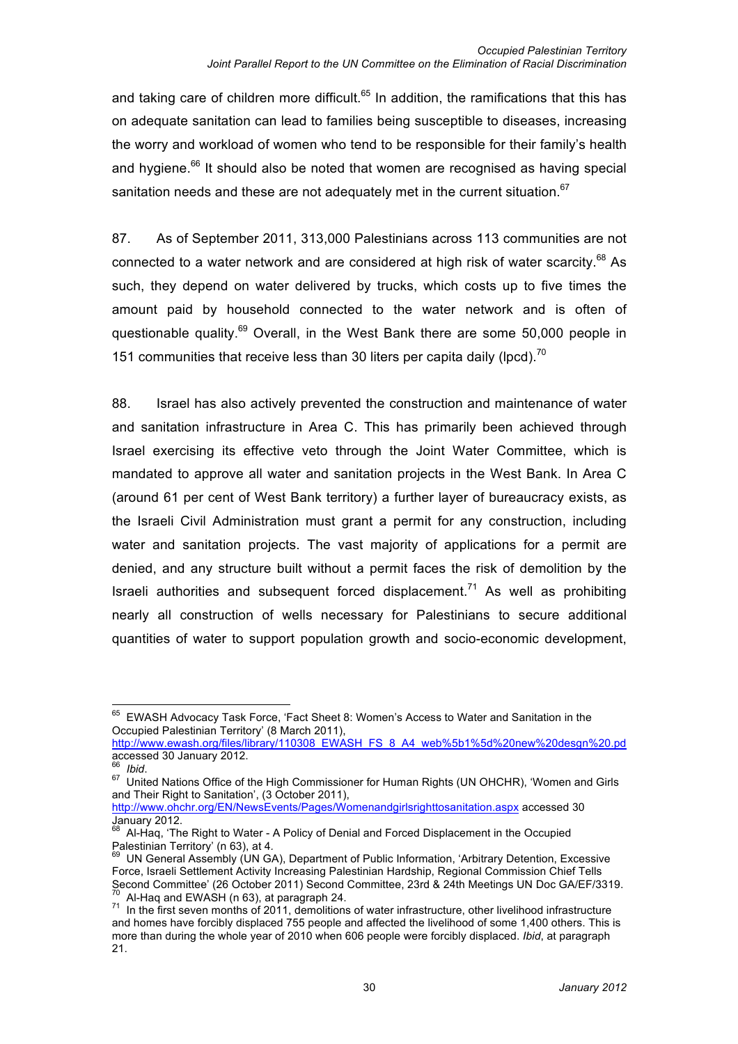and taking care of children more difficult.[65] In addition, the ramifications that this has on adequate sanitation can lead to families being susceptible to diseases, increasing the worry and workload of women who tend to be responsible for their family's health and hygiene.[66] It should also be noted that women are recognised as having special sanitation needs and these are not adequately met in the current situation.[67]

87. As of September 2011, 313,000 Palestinians across 113 communities are not connected to a water network and are considered at high risk of water scarcity.[68] As such, they depend on water delivered by trucks, which costs up to five times the amount paid by household connected to the water network and is often of questionable quality.[69] Overall, in the West Bank there are some 50,000 people in 151 communities that receive less than 30 liters per capita daily (lpcd).[70]

88. Israel has also actively prevented the construction and maintenance of water and sanitation infrastructure in Area C. This has primarily been achieved through Israel exercising its effective veto through the Joint Water Committee, which is mandated to approve all water and sanitation projects in the West Bank. In Area C (around 61 per cent of West Bank territory) a further layer of bureaucracy exists, as the Israeli Civil Administration must grant a permit for any construction, including water and sanitation projects. The vast majority of applications for a permit are denied, and any structure built without a permit faces the risk of demolition by the Israeli authorities and subsequent forced displacement.[71] As well as prohibiting nearly all construction of wells necessary for Palestinians to secure additional quantities of water to support population growth and socio-economic development,

---

[65] EWASH Advocacy Task Force, 'Fact Sheet 8: Women's Access to Water and Sanitation in the Occupied Palestinian Territory' (8 March 2011), http://www.ewash.org/files/library/110308_EWASH_FS_8_A4_web%5b1%5d%20new%20desgn%20.pd accessed 30 January 2012.

[66] *Ibid*.

[67] United Nations Office of the High Commissioner for Human Rights (UN OHCHR), 'Women and Girls and Their Right to Sanitation', (3 October 2011), http://www.ohchr.org/EN/NewsEvents/Pages/Womenandgirlsrighttosanitation.aspx accessed 30 January 2012.

[68] Al-Haq, 'The Right to Water - A Policy of Denial and Forced Displacement in the Occupied Palestinian Territory' (n 63), at 4.

[69] UN General Assembly (UN GA), Department of Public Information, 'Arbitrary Detention, Excessive Force, Israeli Settlement Activity Increasing Palestinian Hardship, Regional Commission Chief Tells Second Committee' (26 October 2011) Second Committee, 23rd & 24th Meetings UN Doc GA/EF/3319.

[70] Al-Haq and EWASH (n 63), at paragraph 24.

[71] In the first seven months of 2011, demolitions of water infrastructure, other livelihood infrastructure and homes have forcibly displaced 755 people and affected the livelihood of some 1,400 others. This is more than during the whole year of 2010 when 606 people were forcibly displaced. *Ibid*, at paragraph 21.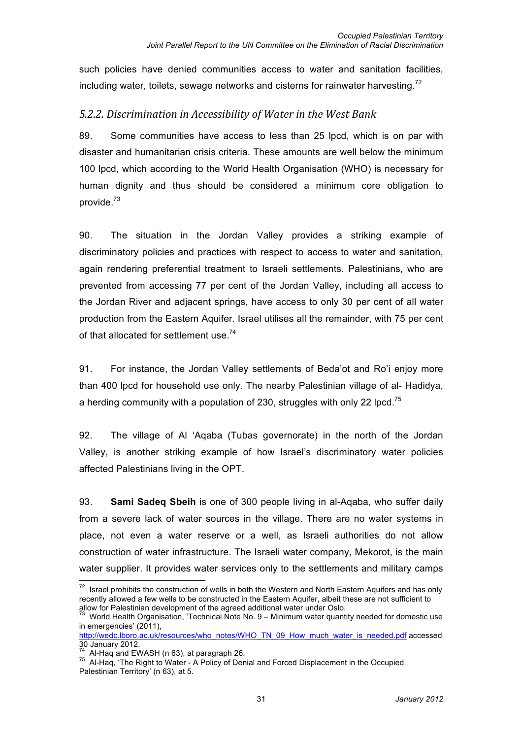such policies have denied communities access to water and sanitation facilities, including water, toilets, sewage networks and cisterns for rainwater harvesting.[72]

### *5.2.2. Discrimination in Accessibility of Water in the West Bank*

89. Some communities have access to less than 25 lpcd, which is on par with disaster and humanitarian crisis criteria. These amounts are well below the minimum 100 lpcd, which according to the World Health Organisation (WHO) is necessary for human dignity and thus should be considered a minimum core obligation to provide.[73]

90. The situation in the Jordan Valley provides a striking example of discriminatory policies and practices with respect to access to water and sanitation, again rendering preferential treatment to Israeli settlements. Palestinians, who are prevented from accessing 77 per cent of the Jordan Valley, including all access to the Jordan River and adjacent springs, have access to only 30 per cent of all water production from the Eastern Aquifer. Israel utilises all the remainder, with 75 per cent of that allocated for settlement use.[74]

91. For instance, the Jordan Valley settlements of Beda'ot and Ro'i enjoy more than 400 lpcd for household use only. The nearby Palestinian village of al- Hadidya, a herding community with a population of 230, struggles with only 22 lpcd.[75]

92. The village of Al 'Aqaba (Tubas governorate) in the north of the Jordan Valley, is another striking example of how Israel's discriminatory water policies affected Palestinians living in the OPT.

93. **Sami Sadeq Sbeih** is one of 300 people living in al-Aqaba, who suffer daily from a severe lack of water sources in the village. There are no water systems in place, not even a water reserve or a well, as Israeli authorities do not allow construction of water infrastructure. The Israeli water company, Mekorot, is the main water supplier. It provides water services only to the settlements and military camps

---

[72] Israel prohibits the construction of wells in both the Western and North Eastern Aquifers and has only recently allowed a few wells to be constructed in the Eastern Aquifer, albeit these are not sufficient to allow for Palestinian development of the agreed additional water under Oslo.

[73] World Health Organisation, 'Technical Note No. 9 – Minimum water quantity needed for domestic use in emergencies' (2011), http://wedc.lboro.ac.uk/resources/who_notes/WHO_TN_09_How_much_water_is_needed.pdf accessed 30 January 2012.

[74] Al-Haq and EWASH (n 63), at paragraph 26.

[75] Al-Haq, 'The Right to Water - A Policy of Denial and Forced Displacement in the Occupied Palestinian Territory' (n 63), at 5.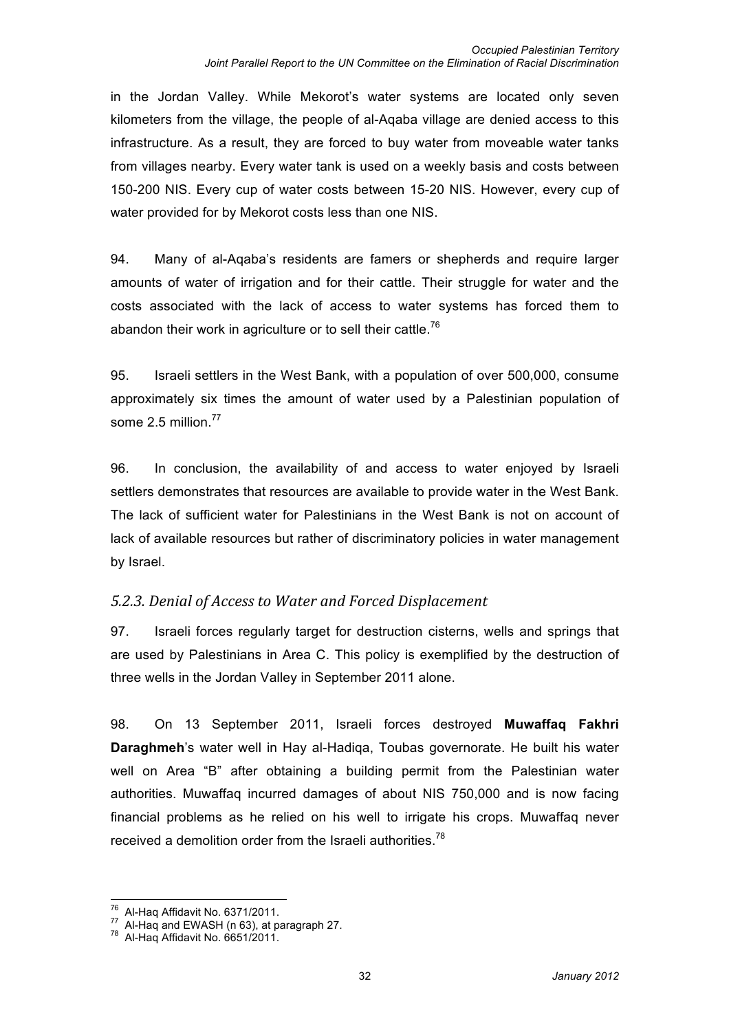in the Jordan Valley. While Mekorot's water systems are located only seven kilometers from the village, the people of al-Aqaba village are denied access to this infrastructure. As a result, they are forced to buy water from moveable water tanks from villages nearby. Every water tank is used on a weekly basis and costs between 150-200 NIS. Every cup of water costs between 15-20 NIS. However, every cup of water provided for by Mekorot costs less than one NIS.

94. Many of al-Aqaba's residents are famers or shepherds and require larger amounts of water of irrigation and for their cattle. Their struggle for water and the costs associated with the lack of access to water systems has forced them to abandon their work in agriculture or to sell their cattle.[76]

95. Israeli settlers in the West Bank, with a population of over 500,000, consume approximately six times the amount of water used by a Palestinian population of some 2.5 million.[77]

96. In conclusion, the availability of and access to water enjoyed by Israeli settlers demonstrates that resources are available to provide water in the West Bank. The lack of sufficient water for Palestinians in the West Bank is not on account of lack of available resources but rather of discriminatory policies in water management by Israel.

### *5.2.3. Denial of Access to Water and Forced Displacement*

97. Israeli forces regularly target for destruction cisterns, wells and springs that are used by Palestinians in Area C. This policy is exemplified by the destruction of three wells in the Jordan Valley in September 2011 alone.

98. On 13 September 2011, Israeli forces destroyed **Muwaffaq Fakhri Daraghmeh**'s water well in Hay al-Hadiqa, Toubas governorate. He built his water well on Area "B" after obtaining a building permit from the Palestinian water authorities. Muwaffaq incurred damages of about NIS 750,000 and is now facing financial problems as he relied on his well to irrigate his crops. Muwaffaq never received a demolition order from the Israeli authorities.[78]

---

[76] Al-Haq Affidavit No. 6371/2011.
[77] Al-Haq and EWASH (n 63), at paragraph 27.
[78] Al-Haq Affidavit No. 6651/2011.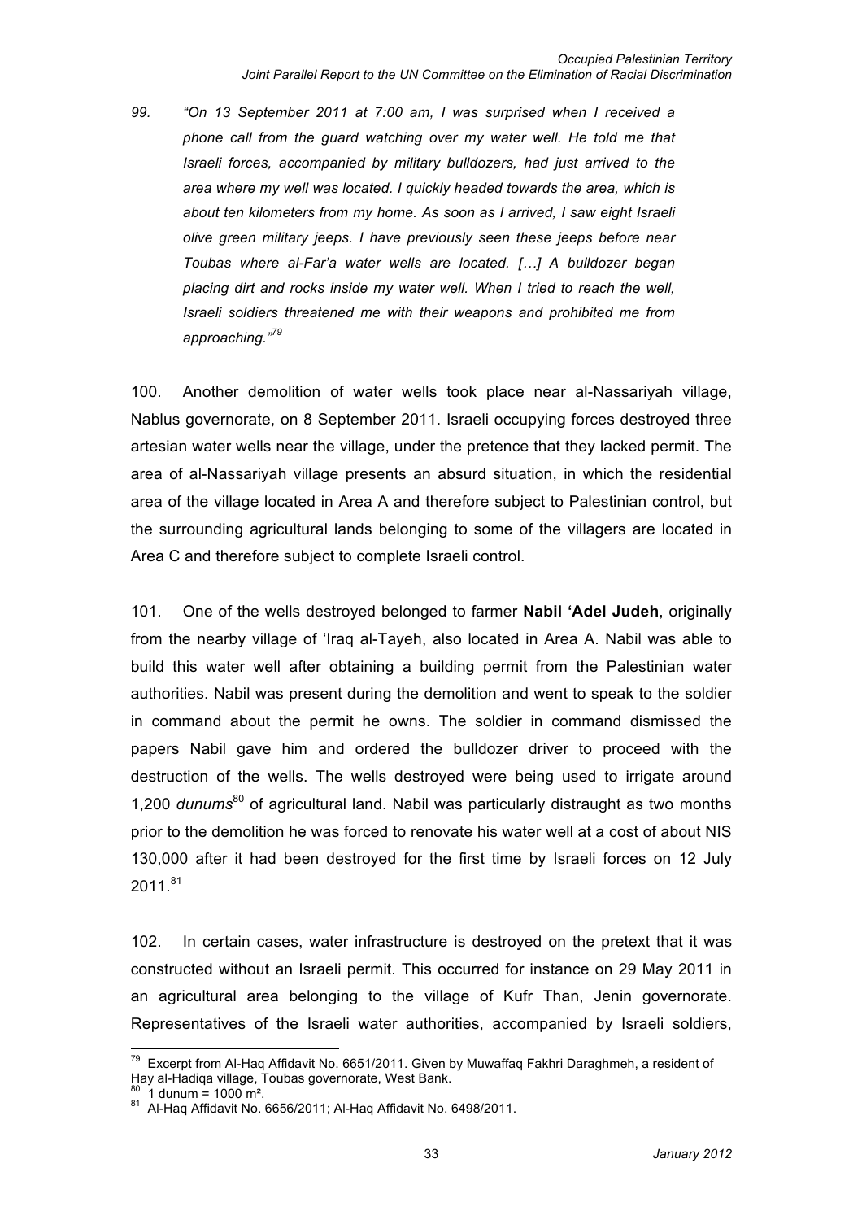99. *"On 13 September 2011 at 7:00 am, I was surprised when I received a phone call from the guard watching over my water well. He told me that Israeli forces, accompanied by military bulldozers, had just arrived to the area where my well was located. I quickly headed towards the area, which is about ten kilometers from my home. As soon as I arrived, I saw eight Israeli olive green military jeeps. I have previously seen these jeeps before near Toubas where al-Far'a water wells are located. […] A bulldozer began placing dirt and rocks inside my water well. When I tried to reach the well, Israeli soldiers threatened me with their weapons and prohibited me from approaching."*[79]

100. Another demolition of water wells took place near al-Nassariyah village, Nablus governorate, on 8 September 2011. Israeli occupying forces destroyed three artesian water wells near the village, under the pretence that they lacked permit. The area of al-Nassariyah village presents an absurd situation, in which the residential area of the village located in Area A and therefore subject to Palestinian control, but the surrounding agricultural lands belonging to some of the villagers are located in Area C and therefore subject to complete Israeli control.

101. One of the wells destroyed belonged to farmer **Nabil 'Adel Judeh**, originally from the nearby village of 'Iraq al-Tayeh, also located in Area A. Nabil was able to build this water well after obtaining a building permit from the Palestinian water authorities. Nabil was present during the demolition and went to speak to the soldier in command about the permit he owns. The soldier in command dismissed the papers Nabil gave him and ordered the bulldozer driver to proceed with the destruction of the wells. The wells destroyed were being used to irrigate around 1,200 *dunums*[80] of agricultural land. Nabil was particularly distraught as two months prior to the demolition he was forced to renovate his water well at a cost of about NIS 130,000 after it had been destroyed for the first time by Israeli forces on 12 July 2011.[81]

102. In certain cases, water infrastructure is destroyed on the pretext that it was constructed without an Israeli permit. This occurred for instance on 29 May 2011 in an agricultural area belonging to the village of Kufr Than, Jenin governorate. Representatives of the Israeli water authorities, accompanied by Israeli soldiers,

---

[79] Excerpt from Al-Haq Affidavit No. 6651/2011. Given by Muwaffaq Fakhri Daraghmeh, a resident of Hay al-Hadiqa village, Toubas governorate, West Bank.

[80] 1 dunum = 1000 m².

[81] Al-Haq Affidavit No. 6656/2011; Al-Haq Affidavit No. 6498/2011.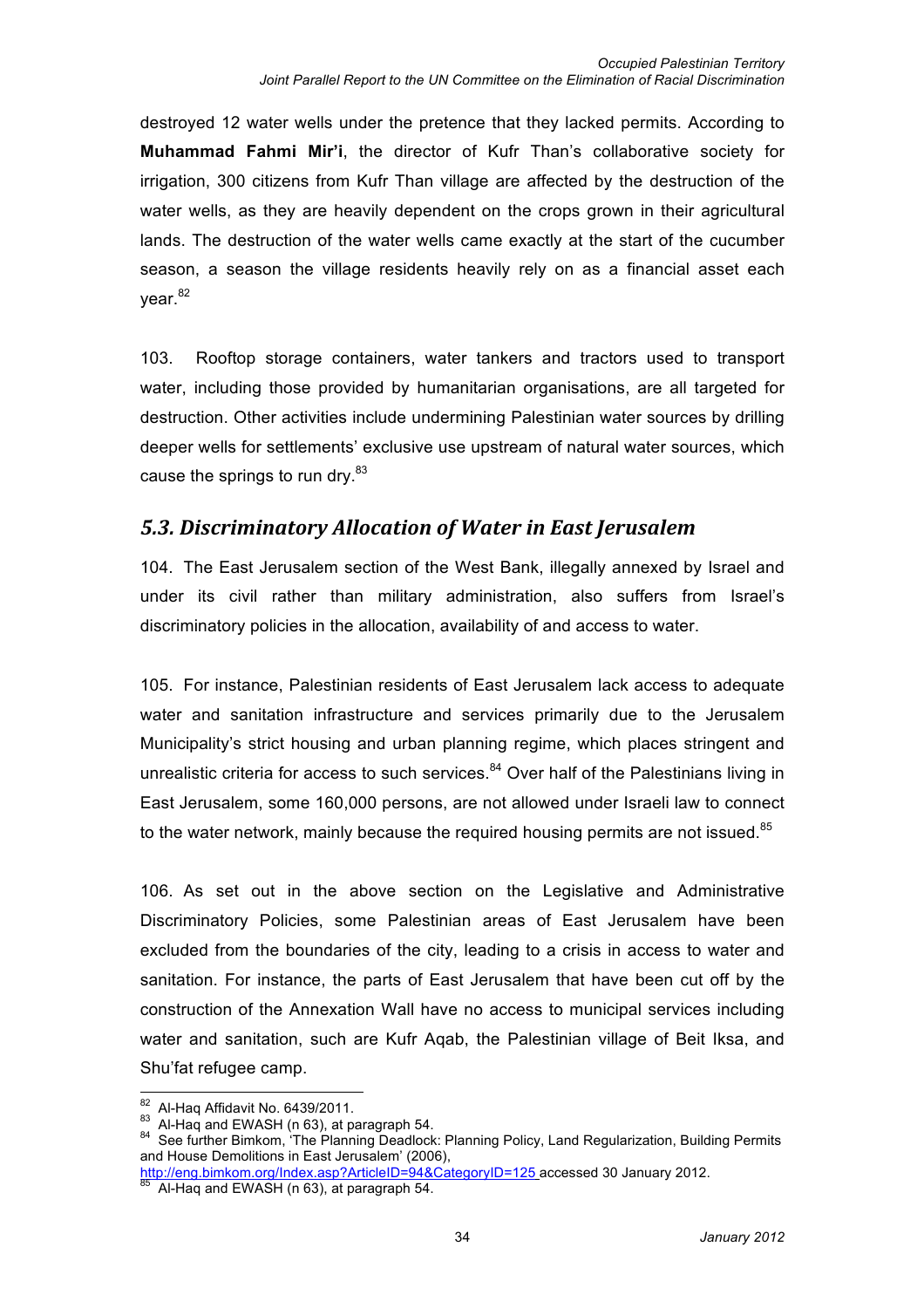destroyed 12 water wells under the pretence that they lacked permits. According to **Muhammad Fahmi Mir'i**, the director of Kufr Than's collaborative society for irrigation, 300 citizens from Kufr Than village are affected by the destruction of the water wells, as they are heavily dependent on the crops grown in their agricultural lands. The destruction of the water wells came exactly at the start of the cucumber season, a season the village residents heavily rely on as a financial asset each year.[82]

103. Rooftop storage containers, water tankers and tractors used to transport water, including those provided by humanitarian organisations, are all targeted for destruction. Other activities include undermining Palestinian water sources by drilling deeper wells for settlements' exclusive use upstream of natural water sources, which cause the springs to run dry.[83]

## *5.3. Discriminatory Allocation of Water in East Jerusalem*

104. The East Jerusalem section of the West Bank, illegally annexed by Israel and under its civil rather than military administration, also suffers from Israel's discriminatory policies in the allocation, availability of and access to water.

105. For instance, Palestinian residents of East Jerusalem lack access to adequate water and sanitation infrastructure and services primarily due to the Jerusalem Municipality's strict housing and urban planning regime, which places stringent and unrealistic criteria for access to such services.[84] Over half of the Palestinians living in East Jerusalem, some 160,000 persons, are not allowed under Israeli law to connect to the water network, mainly because the required housing permits are not issued.[85]

106. As set out in the above section on the Legislative and Administrative Discriminatory Policies, some Palestinian areas of East Jerusalem have been excluded from the boundaries of the city, leading to a crisis in access to water and sanitation. For instance, the parts of East Jerusalem that have been cut off by the construction of the Annexation Wall have no access to municipal services including water and sanitation, such are Kufr Aqab, the Palestinian village of Beit Iksa, and Shu'fat refugee camp.

---

[82] Al-Haq Affidavit No. 6439/2011.

[83] Al-Haq and EWASH (n 63), at paragraph 54.

[84] See further Bimkom, 'The Planning Deadlock: Planning Policy, Land Regularization, Building Permits and House Demolitions in East Jerusalem' (2006), http://eng.bimkom.org/Index.asp?ArticleID=94&CategoryID=125 accessed 30 January 2012.

[85] Al-Haq and EWASH (n 63), at paragraph 54.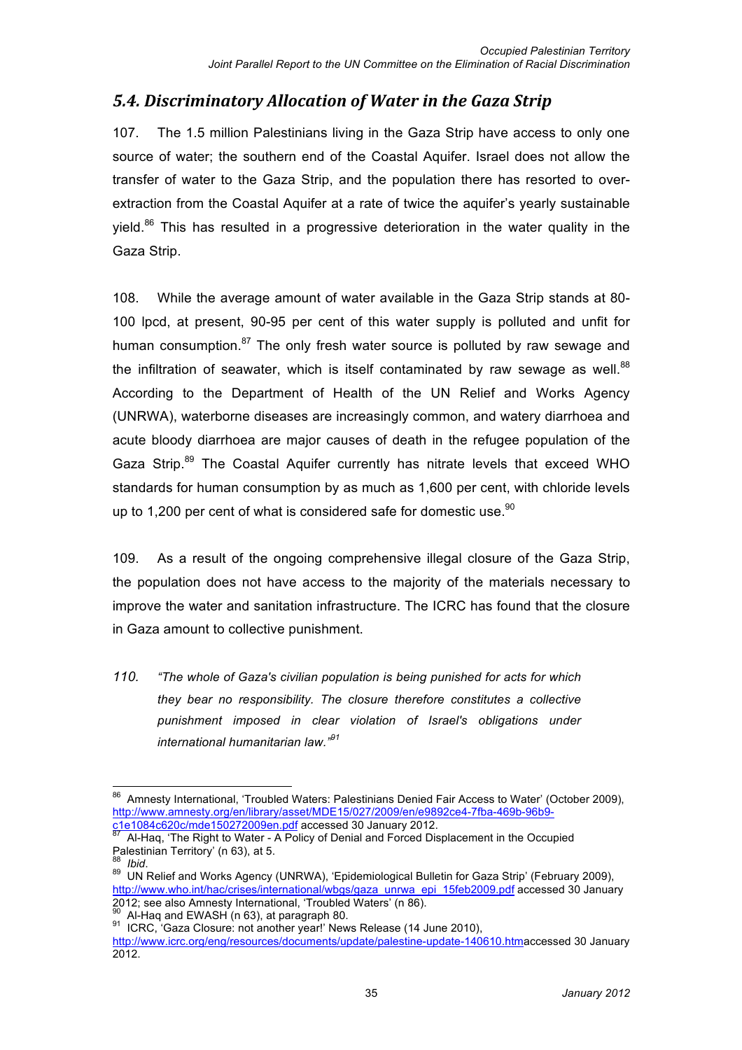## *5.4. Discriminatory Allocation of Water in the Gaza Strip*

107. The 1.5 million Palestinians living in the Gaza Strip have access to only one source of water; the southern end of the Coastal Aquifer. Israel does not allow the transfer of water to the Gaza Strip, and the population there has resorted to over-extraction from the Coastal Aquifer at a rate of twice the aquifer's yearly sustainable yield.[86] This has resulted in a progressive deterioration in the water quality in the Gaza Strip.

108. While the average amount of water available in the Gaza Strip stands at 80-100 lpcd, at present, 90-95 per cent of this water supply is polluted and unfit for human consumption.[87] The only fresh water source is polluted by raw sewage and the infiltration of seawater, which is itself contaminated by raw sewage as well.[88] According to the Department of Health of the UN Relief and Works Agency (UNRWA), waterborne diseases are increasingly common, and watery diarrhoea and acute bloody diarrhoea are major causes of death in the refugee population of the Gaza Strip.[89] The Coastal Aquifer currently has nitrate levels that exceed WHO standards for human consumption by as much as 1,600 per cent, with chloride levels up to 1,200 per cent of what is considered safe for domestic use.[90]

109. As a result of the ongoing comprehensive illegal closure of the Gaza Strip, the population does not have access to the majority of the materials necessary to improve the water and sanitation infrastructure. The ICRC has found that the closure in Gaza amount to collective punishment.

*110. "The whole of Gaza's civilian population is being punished for acts for which they bear no responsibility. The closure therefore constitutes a collective punishment imposed in clear violation of Israel's obligations under international humanitarian law."[91]*

---

[86] Amnesty International, 'Troubled Waters: Palestinians Denied Fair Access to Water' (October 2009), http://www.amnesty.org/en/library/asset/MDE15/027/2009/en/e9892ce4-7fba-469b-96b9-c1e1084c620c/mde150272009en.pdf accessed 30 January 2012.

[87] Al-Haq, 'The Right to Water - A Policy of Denial and Forced Displacement in the Occupied Palestinian Territory' (n 63), at 5.

[88] *Ibid*.

[89] UN Relief and Works Agency (UNRWA), 'Epidemiological Bulletin for Gaza Strip' (February 2009), http://www.who.int/hac/crises/international/wbgs/gaza_unrwa_epi_15feb2009.pdf accessed 30 January 2012; see also Amnesty International, 'Troubled Waters' (n 86).

[90] Al-Haq and EWASH (n 63), at paragraph 80.

[91] ICRC, 'Gaza Closure: not another year!' News Release (14 June 2010), http://www.icrc.org/eng/resources/documents/update/palestine-update-140610.htmaccessed 30 January 2012.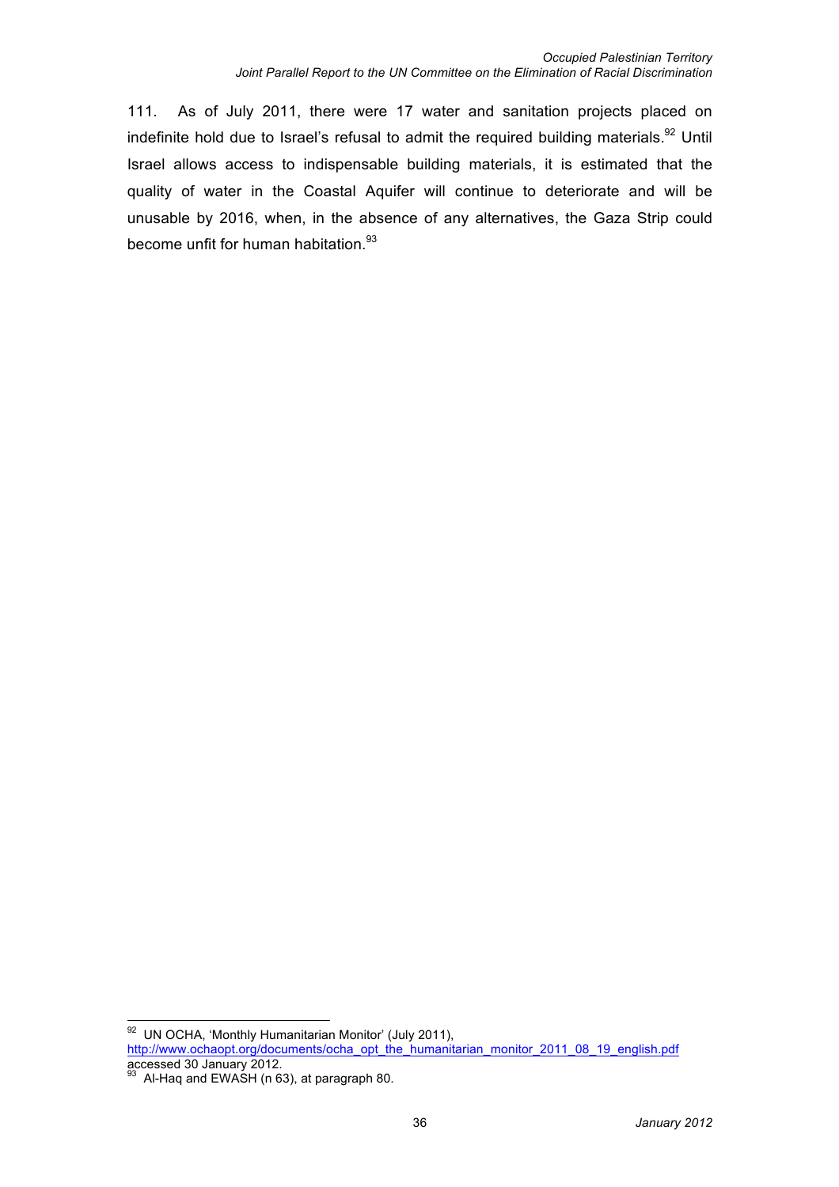111. As of July 2011, there were 17 water and sanitation projects placed on indefinite hold due to Israel's refusal to admit the required building materials.[92] Until Israel allows access to indispensable building materials, it is estimated that the quality of water in the Coastal Aquifer will continue to deteriorate and will be unusable by 2016, when, in the absence of any alternatives, the Gaza Strip could become unfit for human habitation.[93]

---

[92] UN OCHA, 'Monthly Humanitarian Monitor' (July 2011), http://www.ochaopt.org/documents/ocha_opt_the_humanitarian_monitor_2011_08_19_english.pdf accessed 30 January 2012.

[93] Al-Haq and EWASH (n 63), at paragraph 80.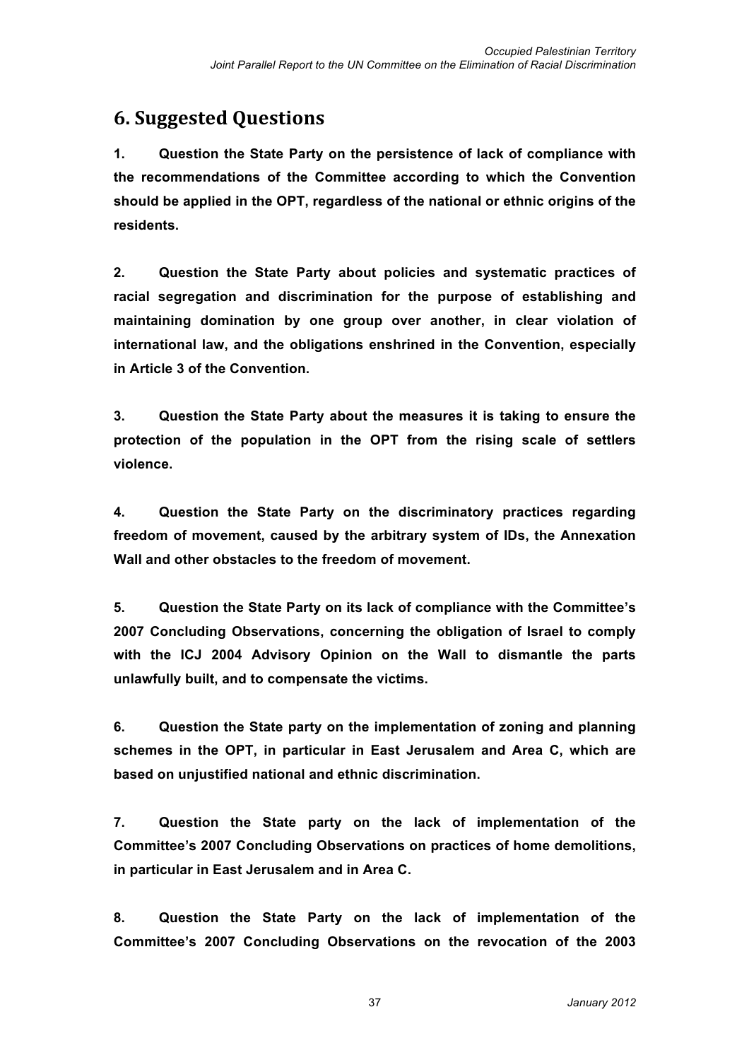## 6. Suggested Questions

**1. Question the State Party on the persistence of lack of compliance with the recommendations of the Committee according to which the Convention should be applied in the OPT, regardless of the national or ethnic origins of the residents.**

**2. Question the State Party about policies and systematic practices of racial segregation and discrimination for the purpose of establishing and maintaining domination by one group over another, in clear violation of international law, and the obligations enshrined in the Convention, especially in Article 3 of the Convention.**

**3. Question the State Party about the measures it is taking to ensure the protection of the population in the OPT from the rising scale of settlers violence.**

**4. Question the State Party on the discriminatory practices regarding freedom of movement, caused by the arbitrary system of IDs, the Annexation Wall and other obstacles to the freedom of movement.**

**5. Question the State Party on its lack of compliance with the Committee's 2007 Concluding Observations, concerning the obligation of Israel to comply with the ICJ 2004 Advisory Opinion on the Wall to dismantle the parts unlawfully built, and to compensate the victims.**

**6. Question the State party on the implementation of zoning and planning schemes in the OPT, in particular in East Jerusalem and Area C, which are based on unjustified national and ethnic discrimination.**

**7. Question the State party on the lack of implementation of the Committee's 2007 Concluding Observations on practices of home demolitions, in particular in East Jerusalem and in Area C.**

**8. Question the State Party on the lack of implementation of the Committee's 2007 Concluding Observations on the revocation of the 2003**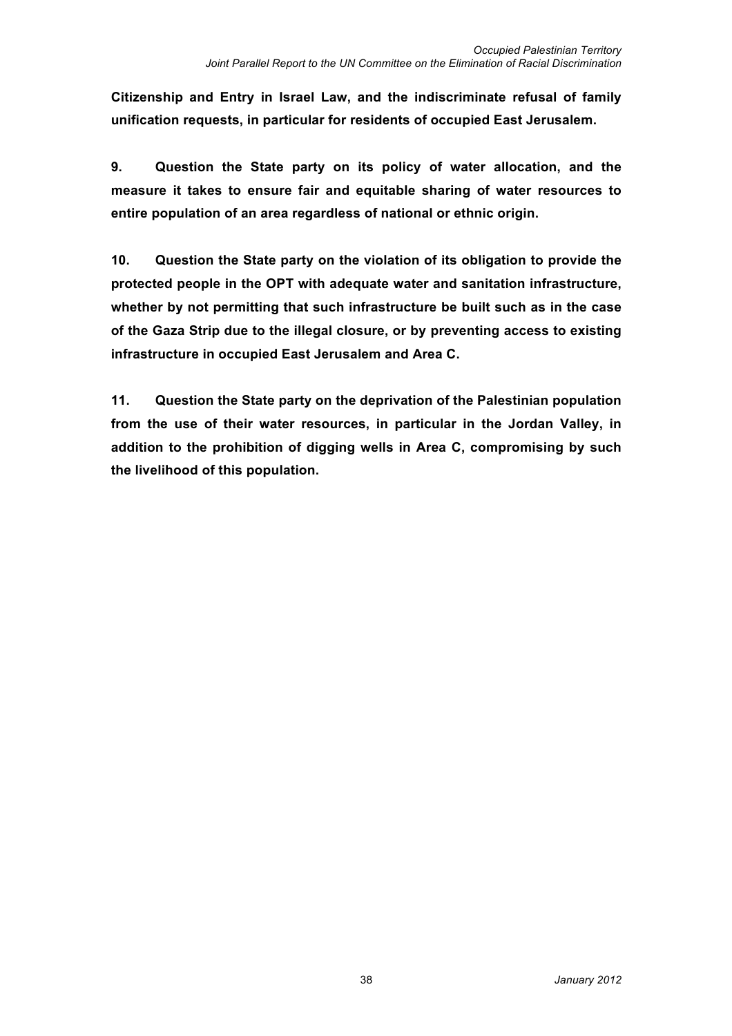**Citizenship and Entry in Israel Law, and the indiscriminate refusal of family unification requests, in particular for residents of occupied East Jerusalem.**

**9. Question the State party on its policy of water allocation, and the measure it takes to ensure fair and equitable sharing of water resources to entire population of an area regardless of national or ethnic origin.**

**10. Question the State party on the violation of its obligation to provide the protected people in the OPT with adequate water and sanitation infrastructure, whether by not permitting that such infrastructure be built such as in the case of the Gaza Strip due to the illegal closure, or by preventing access to existing infrastructure in occupied East Jerusalem and Area C.**

**11. Question the State party on the deprivation of the Palestinian population from the use of their water resources, in particular in the Jordan Valley, in addition to the prohibition of digging wells in Area C, compromising by such the livelihood of this population.**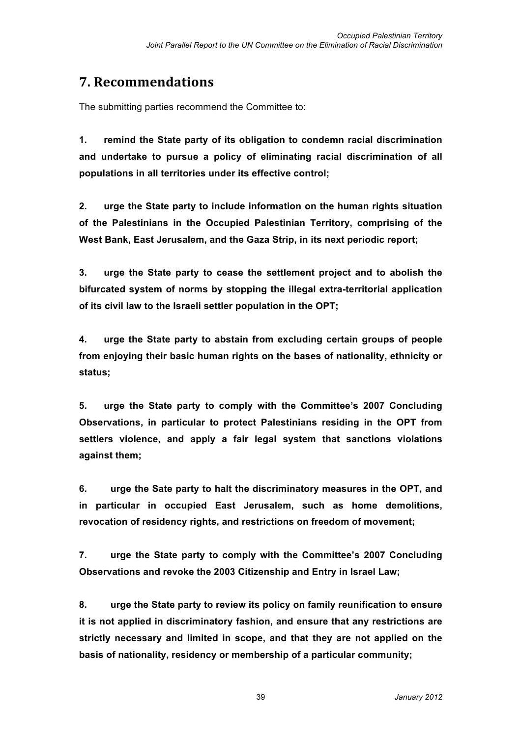## 7. Recommendations

The submitting parties recommend the Committee to:

**1. remind the State party of its obligation to condemn racial discrimination and undertake to pursue a policy of eliminating racial discrimination of all populations in all territories under its effective control;**

**2. urge the State party to include information on the human rights situation of the Palestinians in the Occupied Palestinian Territory, comprising of the West Bank, East Jerusalem, and the Gaza Strip, in its next periodic report;**

**3. urge the State party to cease the settlement project and to abolish the bifurcated system of norms by stopping the illegal extra-territorial application of its civil law to the Israeli settler population in the OPT;**

**4. urge the State party to abstain from excluding certain groups of people from enjoying their basic human rights on the bases of nationality, ethnicity or status;**

**5. urge the State party to comply with the Committee's 2007 Concluding Observations, in particular to protect Palestinians residing in the OPT from settlers violence, and apply a fair legal system that sanctions violations against them;**

**6. urge the Sate party to halt the discriminatory measures in the OPT, and in particular in occupied East Jerusalem, such as home demolitions, revocation of residency rights, and restrictions on freedom of movement;**

**7. urge the State party to comply with the Committee's 2007 Concluding Observations and revoke the 2003 Citizenship and Entry in Israel Law;**

**8. urge the State party to review its policy on family reunification to ensure it is not applied in discriminatory fashion, and ensure that any restrictions are strictly necessary and limited in scope, and that they are not applied on the basis of nationality, residency or membership of a particular community;**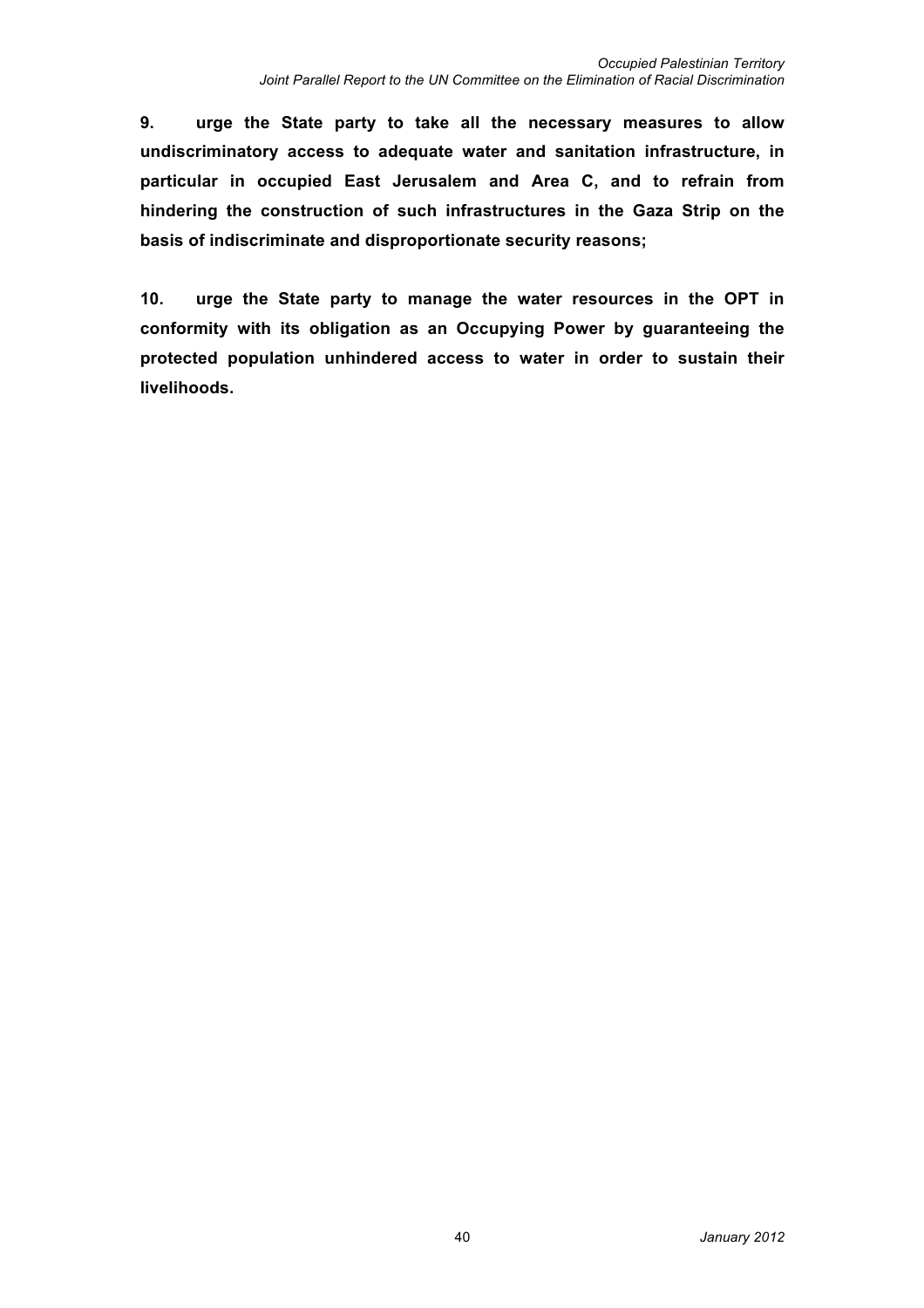**9. urge the State party to take all the necessary measures to allow undiscriminatory access to adequate water and sanitation infrastructure, in particular in occupied East Jerusalem and Area C, and to refrain from hindering the construction of such infrastructures in the Gaza Strip on the basis of indiscriminate and disproportionate security reasons;**

**10. urge the State party to manage the water resources in the OPT in conformity with its obligation as an Occupying Power by guaranteeing the protected population unhindered access to water in order to sustain their livelihoods.**